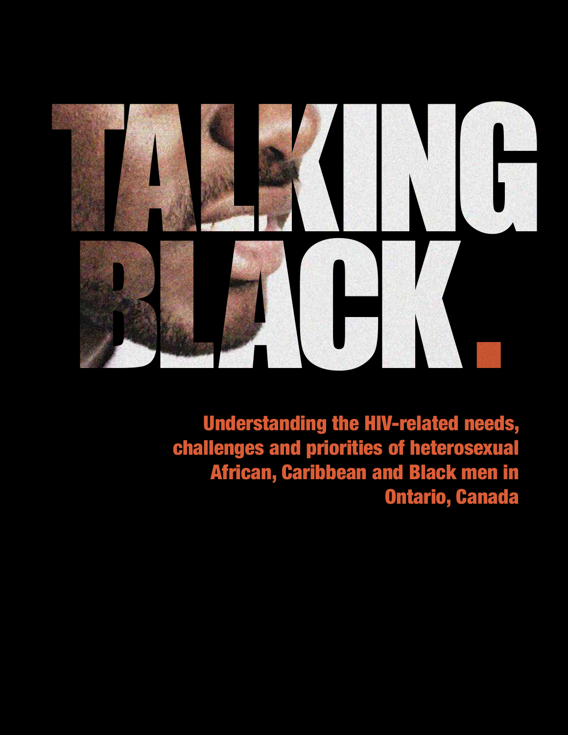# TALKING BLACK.

## Understanding the HIV-related needs, challenges and priorities of heterosexual African, Caribbean and Black men in Ontario, Canada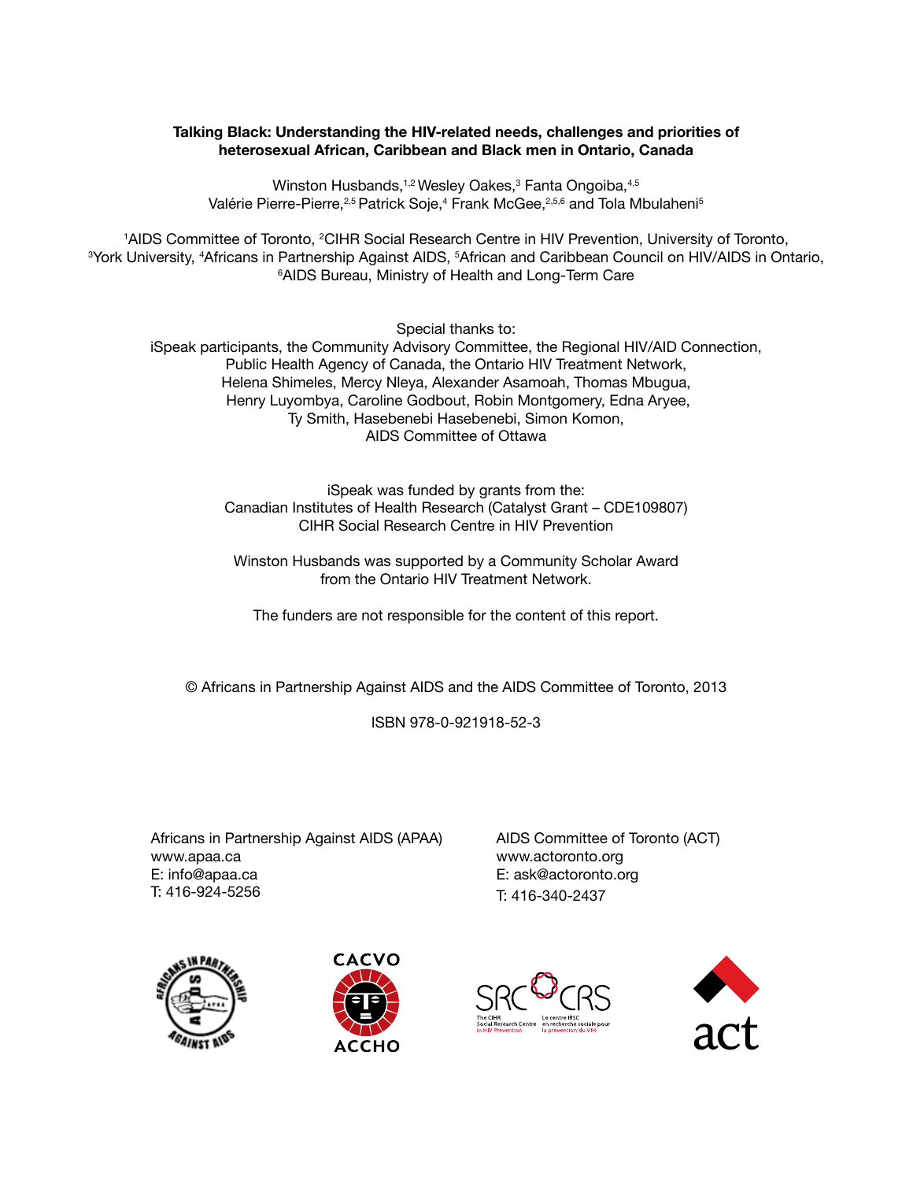**Talking Black: Understanding the HIV-related needs, challenges and priorities of heterosexual African, Caribbean and Black men in Ontario, Canada**

Winston Husbands,[1,2] Wesley Oakes,[3] Fanta Ongoiba,[4,5] Valérie Pierre-Pierre,[2,5] Patrick Soje,[4] Frank McGee,[2,5,6] and Tola Mbulaheni[5]

[1]AIDS Committee of Toronto, [2]CIHR Social Research Centre in HIV Prevention, University of Toronto, [3]York University, [4]Africans in Partnership Against AIDS, [5]African and Caribbean Council on HIV/AIDS in Ontario, [6]AIDS Bureau, Ministry of Health and Long-Term Care

Special thanks to:
iSpeak participants, the Community Advisory Committee, the Regional HIV/AID Connection, Public Health Agency of Canada, the Ontario HIV Treatment Network, Helena Shimeles, Mercy Nleya, Alexander Asamoah, Thomas Mbugua, Henry Luyombya, Caroline Godbout, Robin Montgomery, Edna Aryee, Ty Smith, Hasebenebi Hasebenebi, Simon Komon, AIDS Committee of Ottawa

iSpeak was funded by grants from the:
Canadian Institutes of Health Research (Catalyst Grant – CDE109807)
CIHR Social Research Centre in HIV Prevention

Winston Husbands was supported by a Community Scholar Award from the Ontario HIV Treatment Network.

The funders are not responsible for the content of this report.

© Africans in Partnership Against AIDS and the AIDS Committee of Toronto, 2013

ISBN 978-0-921918-52-3

Africans in Partnership Against AIDS (APAA)
www.apaa.ca
E: info@apaa.ca
T: 416-924-5256

AIDS Committee of Toronto (ACT)
www.actoronto.org
E: ask@actoronto.org
T: 416-340-2437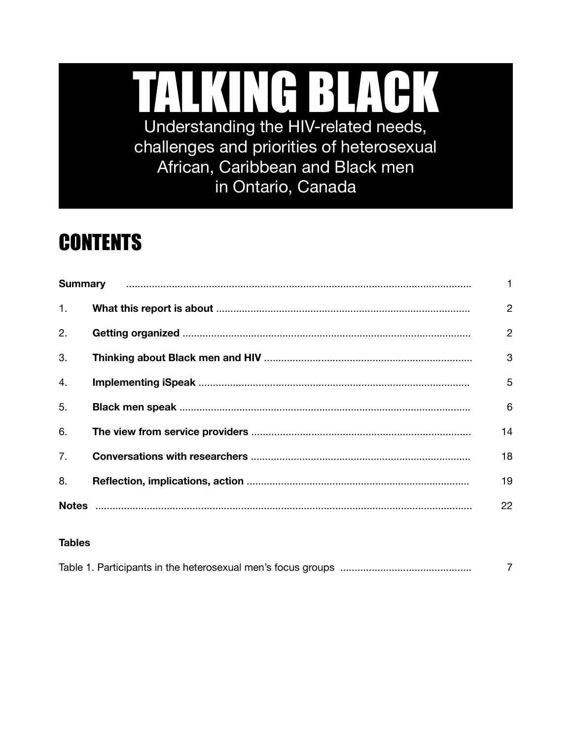# TALKING BLACK

Understanding the HIV-related needs, challenges and priorities of heterosexual African, Caribbean and Black men in Ontario, Canada

## CONTENTS

| | | |
|---|---|---|
| **Summary** | | 1 |
| 1. | **What this report is about** | 2 |
| 2. | **Getting organized** | 2 |
| 3. | **Thinking about Black men and HIV** | 3 |
| 4. | **Implementing iSpeak** | 5 |
| 5. | **Black men speak** | 6 |
| 6. | **The view from service providers** | 14 |
| 7. | **Conversations with researchers** | 18 |
| 8. | **Reflection, implications, action** | 19 |
| **Notes** | | 22 |

**Tables**

| | |
|---|---|
| Table 1. Participants in the heterosexual men's focus groups | 7 |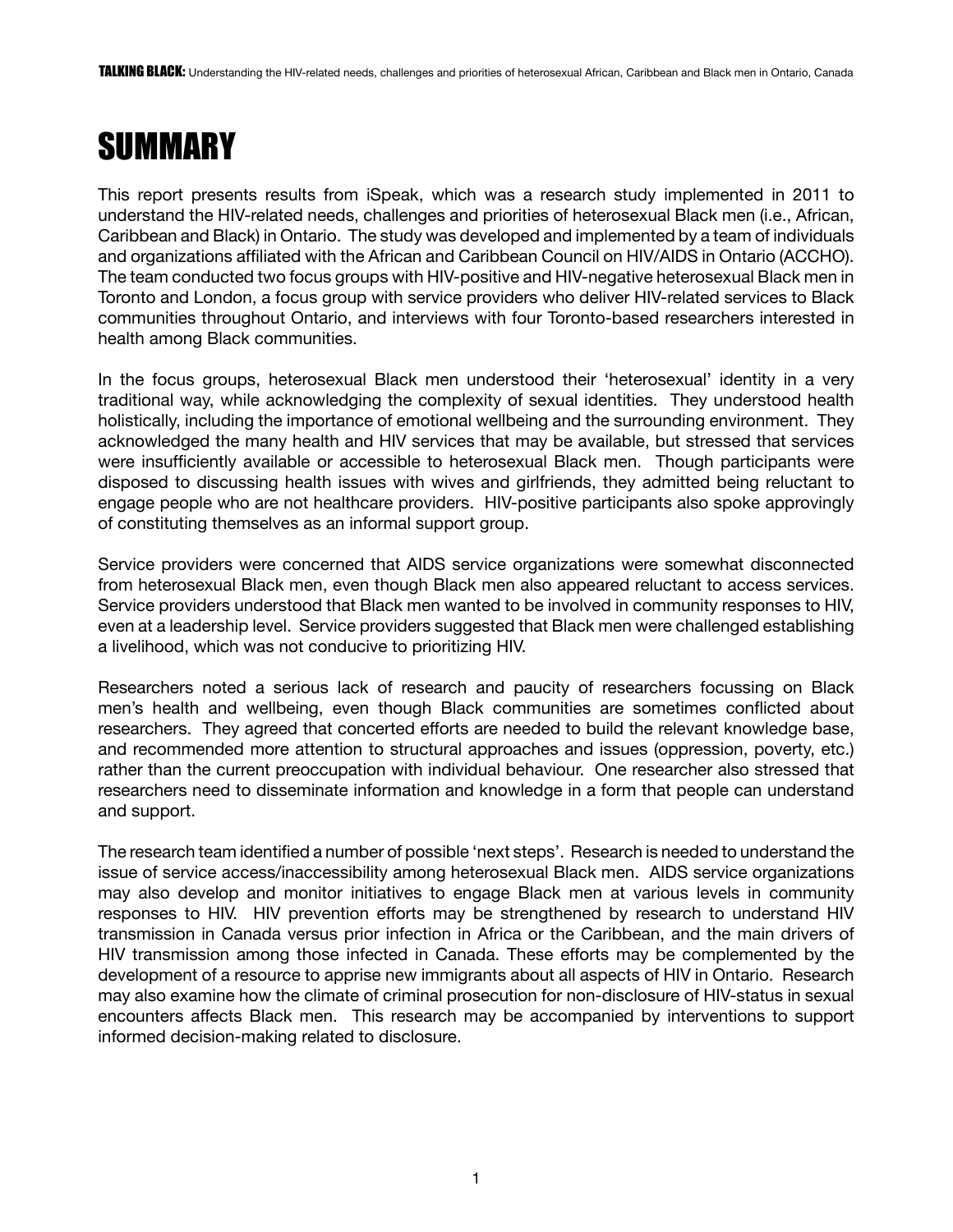# SUMMARY

This report presents results from iSpeak, which was a research study implemented in 2011 to understand the HIV-related needs, challenges and priorities of heterosexual Black men (i.e., African, Caribbean and Black) in Ontario. The study was developed and implemented by a team of individuals and organizations affiliated with the African and Caribbean Council on HIV/AIDS in Ontario (ACCHO). The team conducted two focus groups with HIV-positive and HIV-negative heterosexual Black men in Toronto and London, a focus group with service providers who deliver HIV-related services to Black communities throughout Ontario, and interviews with four Toronto-based researchers interested in health among Black communities.

In the focus groups, heterosexual Black men understood their 'heterosexual' identity in a very traditional way, while acknowledging the complexity of sexual identities. They understood health holistically, including the importance of emotional wellbeing and the surrounding environment. They acknowledged the many health and HIV services that may be available, but stressed that services were insufficiently available or accessible to heterosexual Black men. Though participants were disposed to discussing health issues with wives and girlfriends, they admitted being reluctant to engage people who are not healthcare providers. HIV-positive participants also spoke approvingly of constituting themselves as an informal support group.

Service providers were concerned that AIDS service organizations were somewhat disconnected from heterosexual Black men, even though Black men also appeared reluctant to access services. Service providers understood that Black men wanted to be involved in community responses to HIV, even at a leadership level. Service providers suggested that Black men were challenged establishing a livelihood, which was not conducive to prioritizing HIV.

Researchers noted a serious lack of research and paucity of researchers focussing on Black men's health and wellbeing, even though Black communities are sometimes conflicted about researchers. They agreed that concerted efforts are needed to build the relevant knowledge base, and recommended more attention to structural approaches and issues (oppression, poverty, etc.) rather than the current preoccupation with individual behaviour. One researcher also stressed that researchers need to disseminate information and knowledge in a form that people can understand and support.

The research team identified a number of possible 'next steps'. Research is needed to understand the issue of service access/inaccessibility among heterosexual Black men. AIDS service organizations may also develop and monitor initiatives to engage Black men at various levels in community responses to HIV. HIV prevention efforts may be strengthened by research to understand HIV transmission in Canada versus prior infection in Africa or the Caribbean, and the main drivers of HIV transmission among those infected in Canada. These efforts may be complemented by the development of a resource to apprise new immigrants about all aspects of HIV in Ontario. Research may also examine how the climate of criminal prosecution for non-disclosure of HIV-status in sexual encounters affects Black men. This research may be accompanied by interventions to support informed decision-making related to disclosure.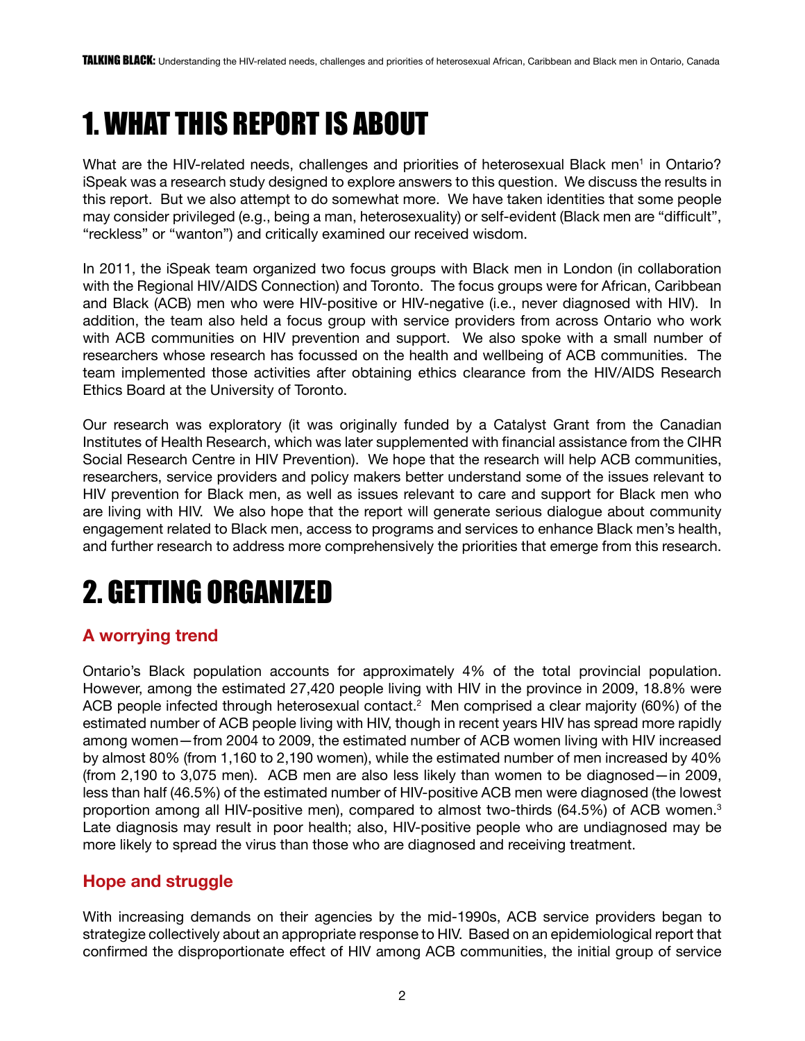# 1. WHAT THIS REPORT IS ABOUT

What are the HIV-related needs, challenges and priorities of heterosexual Black men[1] in Ontario? iSpeak was a research study designed to explore answers to this question. We discuss the results in this report. But we also attempt to do somewhat more. We have taken identities that some people may consider privileged (e.g., being a man, heterosexuality) or self-evident (Black men are "difficult", "reckless" or "wanton") and critically examined our received wisdom.

In 2011, the iSpeak team organized two focus groups with Black men in London (in collaboration with the Regional HIV/AIDS Connection) and Toronto. The focus groups were for African, Caribbean and Black (ACB) men who were HIV-positive or HIV-negative (i.e., never diagnosed with HIV). In addition, the team also held a focus group with service providers from across Ontario who work with ACB communities on HIV prevention and support. We also spoke with a small number of researchers whose research has focussed on the health and wellbeing of ACB communities. The team implemented those activities after obtaining ethics clearance from the HIV/AIDS Research Ethics Board at the University of Toronto.

Our research was exploratory (it was originally funded by a Catalyst Grant from the Canadian Institutes of Health Research, which was later supplemented with financial assistance from the CIHR Social Research Centre in HIV Prevention). We hope that the research will help ACB communities, researchers, service providers and policy makers better understand some of the issues relevant to HIV prevention for Black men, as well as issues relevant to care and support for Black men who are living with HIV. We also hope that the report will generate serious dialogue about community engagement related to Black men, access to programs and services to enhance Black men's health, and further research to address more comprehensively the priorities that emerge from this research.

# 2. GETTING ORGANIZED

### A worrying trend

Ontario's Black population accounts for approximately 4% of the total provincial population. However, among the estimated 27,420 people living with HIV in the province in 2009, 18.8% were ACB people infected through heterosexual contact.[2] Men comprised a clear majority (60%) of the estimated number of ACB people living with HIV, though in recent years HIV has spread more rapidly among women—from 2004 to 2009, the estimated number of ACB women living with HIV increased by almost 80% (from 1,160 to 2,190 women), while the estimated number of men increased by 40% (from 2,190 to 3,075 men). ACB men are also less likely than women to be diagnosed—in 2009, less than half (46.5%) of the estimated number of HIV-positive ACB men were diagnosed (the lowest proportion among all HIV-positive men), compared to almost two-thirds (64.5%) of ACB women.[3] Late diagnosis may result in poor health; also, HIV-positive people who are undiagnosed may be more likely to spread the virus than those who are diagnosed and receiving treatment.

### Hope and struggle

With increasing demands on their agencies by the mid-1990s, ACB service providers began to strategize collectively about an appropriate response to HIV. Based on an epidemiological report that confirmed the disproportionate effect of HIV among ACB communities, the initial group of service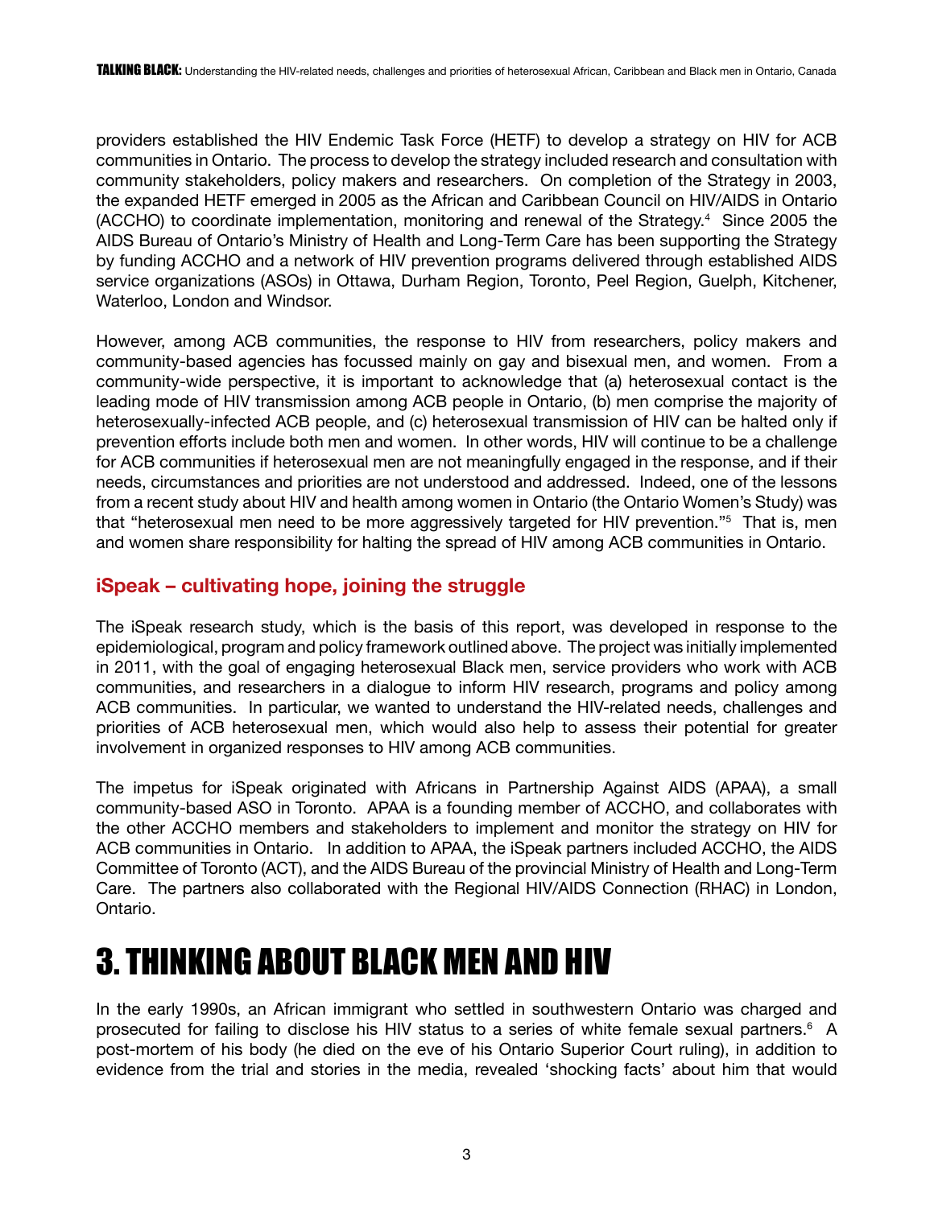providers established the HIV Endemic Task Force (HETF) to develop a strategy on HIV for ACB communities in Ontario. The process to develop the strategy included research and consultation with community stakeholders, policy makers and researchers. On completion of the Strategy in 2003, the expanded HETF emerged in 2005 as the African and Caribbean Council on HIV/AIDS in Ontario (ACCHO) to coordinate implementation, monitoring and renewal of the Strategy.[4] Since 2005 the AIDS Bureau of Ontario's Ministry of Health and Long-Term Care has been supporting the Strategy by funding ACCHO and a network of HIV prevention programs delivered through established AIDS service organizations (ASOs) in Ottawa, Durham Region, Toronto, Peel Region, Guelph, Kitchener, Waterloo, London and Windsor.

However, among ACB communities, the response to HIV from researchers, policy makers and community-based agencies has focussed mainly on gay and bisexual men, and women. From a community-wide perspective, it is important to acknowledge that (a) heterosexual contact is the leading mode of HIV transmission among ACB people in Ontario, (b) men comprise the majority of heterosexually-infected ACB people, and (c) heterosexual transmission of HIV can be halted only if prevention efforts include both men and women. In other words, HIV will continue to be a challenge for ACB communities if heterosexual men are not meaningfully engaged in the response, and if their needs, circumstances and priorities are not understood and addressed. Indeed, one of the lessons from a recent study about HIV and health among women in Ontario (the Ontario Women's Study) was that "heterosexual men need to be more aggressively targeted for HIV prevention."[5] That is, men and women share responsibility for halting the spread of HIV among ACB communities in Ontario.

### iSpeak – cultivating hope, joining the struggle

The iSpeak research study, which is the basis of this report, was developed in response to the epidemiological, program and policy framework outlined above. The project was initially implemented in 2011, with the goal of engaging heterosexual Black men, service providers who work with ACB communities, and researchers in a dialogue to inform HIV research, programs and policy among ACB communities. In particular, we wanted to understand the HIV-related needs, challenges and priorities of ACB heterosexual men, which would also help to assess their potential for greater involvement in organized responses to HIV among ACB communities.

The impetus for iSpeak originated with Africans in Partnership Against AIDS (APAA), a small community-based ASO in Toronto. APAA is a founding member of ACCHO, and collaborates with the other ACCHO members and stakeholders to implement and monitor the strategy on HIV for ACB communities in Ontario. In addition to APAA, the iSpeak partners included ACCHO, the AIDS Committee of Toronto (ACT), and the AIDS Bureau of the provincial Ministry of Health and Long-Term Care. The partners also collaborated with the Regional HIV/AIDS Connection (RHAC) in London, Ontario.

## 3. THINKING ABOUT BLACK MEN AND HIV

In the early 1990s, an African immigrant who settled in southwestern Ontario was charged and prosecuted for failing to disclose his HIV status to a series of white female sexual partners.[6] A post-mortem of his body (he died on the eve of his Ontario Superior Court ruling), in addition to evidence from the trial and stories in the media, revealed 'shocking facts' about him that would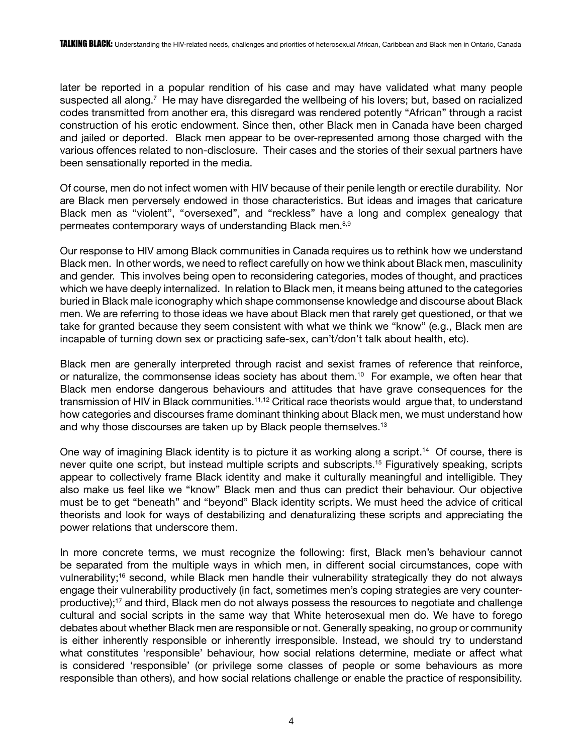later be reported in a popular rendition of his case and may have validated what many people suspected all along.[7] He may have disregarded the wellbeing of his lovers; but, based on racialized codes transmitted from another era, this disregard was rendered potently "African" through a racist construction of his erotic endowment. Since then, other Black men in Canada have been charged and jailed or deported. Black men appear to be over-represented among those charged with the various offences related to non-disclosure. Their cases and the stories of their sexual partners have been sensationally reported in the media.

Of course, men do not infect women with HIV because of their penile length or erectile durability. Nor are Black men perversely endowed in those characteristics. But ideas and images that caricature Black men as "violent", "oversexed", and "reckless" have a long and complex genealogy that permeates contemporary ways of understanding Black men.[8,9]

Our response to HIV among Black communities in Canada requires us to rethink how we understand Black men. In other words, we need to reflect carefully on how we think about Black men, masculinity and gender. This involves being open to reconsidering categories, modes of thought, and practices which we have deeply internalized. In relation to Black men, it means being attuned to the categories buried in Black male iconography which shape commonsense knowledge and discourse about Black men. We are referring to those ideas we have about Black men that rarely get questioned, or that we take for granted because they seem consistent with what we think we "know" (e.g., Black men are incapable of turning down sex or practicing safe-sex, can't/don't talk about health, etc).

Black men are generally interpreted through racist and sexist frames of reference that reinforce, or naturalize, the commonsense ideas society has about them.[10] For example, we often hear that Black men endorse dangerous behaviours and attitudes that have grave consequences for the transmission of HIV in Black communities.[11,12] Critical race theorists would argue that, to understand how categories and discourses frame dominant thinking about Black men, we must understand how and why those discourses are taken up by Black people themselves.[13]

One way of imagining Black identity is to picture it as working along a script.[14] Of course, there is never quite one script, but instead multiple scripts and subscripts.[15] Figuratively speaking, scripts appear to collectively frame Black identity and make it culturally meaningful and intelligible. They also make us feel like we "know" Black men and thus can predict their behaviour. Our objective must be to get "beneath" and "beyond" Black identity scripts. We must heed the advice of critical theorists and look for ways of destabilizing and denaturalizing these scripts and appreciating the power relations that underscore them.

In more concrete terms, we must recognize the following: first, Black men's behaviour cannot be separated from the multiple ways in which men, in different social circumstances, cope with vulnerability;[16] second, while Black men handle their vulnerability strategically they do not always engage their vulnerability productively (in fact, sometimes men's coping strategies are very counter-productive);[17] and third, Black men do not always possess the resources to negotiate and challenge cultural and social scripts in the same way that White heterosexual men do. We have to forego debates about whether Black men are responsible or not. Generally speaking, no group or community is either inherently responsible or inherently irresponsible. Instead, we should try to understand what constitutes 'responsible' behaviour, how social relations determine, mediate or affect what is considered 'responsible' (or privilege some classes of people or some behaviours as more responsible than others), and how social relations challenge or enable the practice of responsibility.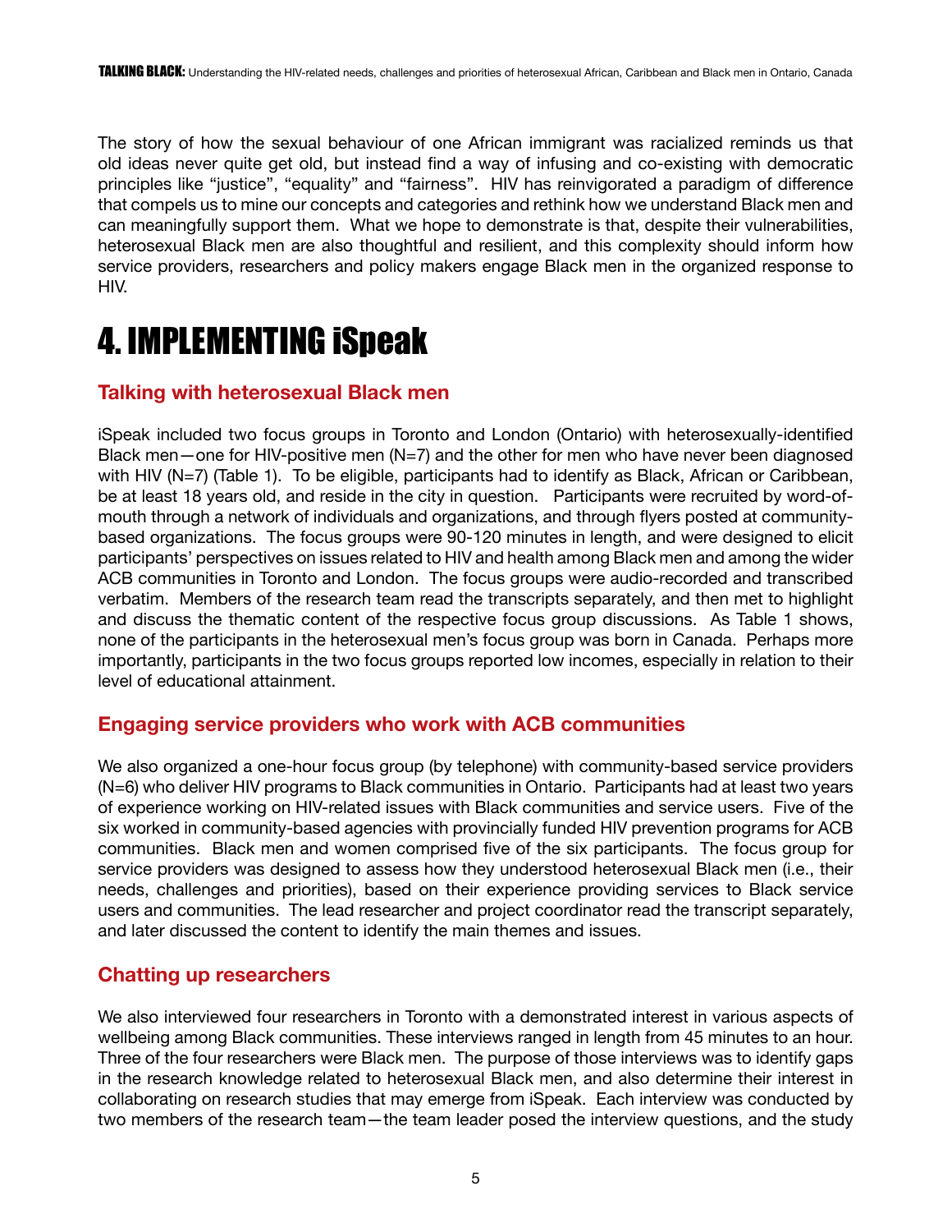The story of how the sexual behaviour of one African immigrant was racialized reminds us that old ideas never quite get old, but instead find a way of infusing and co-existing with democratic principles like "justice", "equality" and "fairness". HIV has reinvigorated a paradigm of difference that compels us to mine our concepts and categories and rethink how we understand Black men and can meaningfully support them. What we hope to demonstrate is that, despite their vulnerabilities, heterosexual Black men are also thoughtful and resilient, and this complexity should inform how service providers, researchers and policy makers engage Black men in the organized response to HIV.

# 4. IMPLEMENTING iSpeak

## Talking with heterosexual Black men

iSpeak included two focus groups in Toronto and London (Ontario) with heterosexually-identified Black men—one for HIV-positive men (N=7) and the other for men who have never been diagnosed with HIV (N=7) (Table 1). To be eligible, participants had to identify as Black, African or Caribbean, be at least 18 years old, and reside in the city in question. Participants were recruited by word-of-mouth through a network of individuals and organizations, and through flyers posted at community-based organizations. The focus groups were 90-120 minutes in length, and were designed to elicit participants' perspectives on issues related to HIV and health among Black men and among the wider ACB communities in Toronto and London. The focus groups were audio-recorded and transcribed verbatim. Members of the research team read the transcripts separately, and then met to highlight and discuss the thematic content of the respective focus group discussions. As Table 1 shows, none of the participants in the heterosexual men's focus group was born in Canada. Perhaps more importantly, participants in the two focus groups reported low incomes, especially in relation to their level of educational attainment.

## Engaging service providers who work with ACB communities

We also organized a one-hour focus group (by telephone) with community-based service providers (N=6) who deliver HIV programs to Black communities in Ontario. Participants had at least two years of experience working on HIV-related issues with Black communities and service users. Five of the six worked in community-based agencies with provincially funded HIV prevention programs for ACB communities. Black men and women comprised five of the six participants. The focus group for service providers was designed to assess how they understood heterosexual Black men (i.e., their needs, challenges and priorities), based on their experience providing services to Black service users and communities. The lead researcher and project coordinator read the transcript separately, and later discussed the content to identify the main themes and issues.

## Chatting up researchers

We also interviewed four researchers in Toronto with a demonstrated interest in various aspects of wellbeing among Black communities. These interviews ranged in length from 45 minutes to an hour. Three of the four researchers were Black men. The purpose of those interviews was to identify gaps in the research knowledge related to heterosexual Black men, and also determine their interest in collaborating on research studies that may emerge from iSpeak. Each interview was conducted by two members of the research team—the team leader posed the interview questions, and the study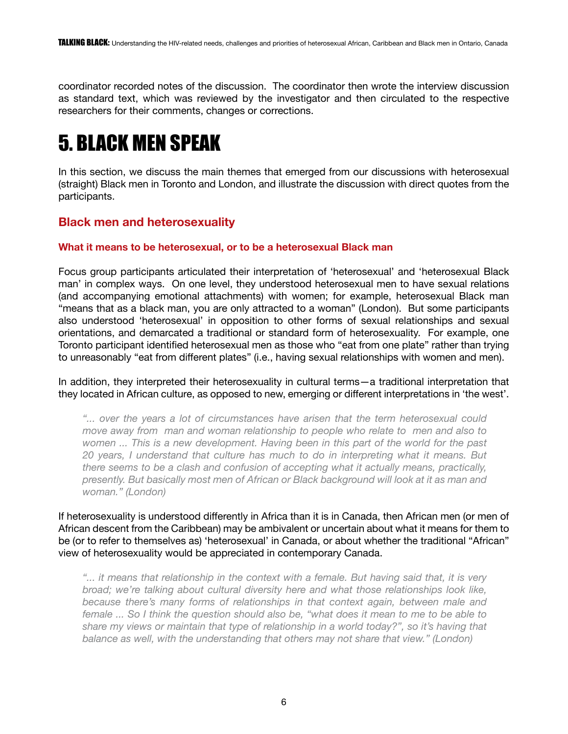coordinator recorded notes of the discussion. The coordinator then wrote the interview discussion as standard text, which was reviewed by the investigator and then circulated to the respective researchers for their comments, changes or corrections.

# 5. BLACK MEN SPEAK

In this section, we discuss the main themes that emerged from our discussions with heterosexual (straight) Black men in Toronto and London, and illustrate the discussion with direct quotes from the participants.

## Black men and heterosexuality

### What it means to be heterosexual, or to be a heterosexual Black man

Focus group participants articulated their interpretation of 'heterosexual' and 'heterosexual Black man' in complex ways. On one level, they understood heterosexual men to have sexual relations (and accompanying emotional attachments) with women; for example, heterosexual Black man "means that as a black man, you are only attracted to a woman" (London). But some participants also understood 'heterosexual' in opposition to other forms of sexual relationships and sexual orientations, and demarcated a traditional or standard form of heterosexuality. For example, one Toronto participant identified heterosexual men as those who "eat from one plate" rather than trying to unreasonably "eat from different plates" (i.e., having sexual relationships with women and men).

In addition, they interpreted their heterosexuality in cultural terms—a traditional interpretation that they located in African culture, as opposed to new, emerging or different interpretations in 'the west'.

> *"... over the years a lot of circumstances have arisen that the term heterosexual could move away from man and woman relationship to people who relate to men and also to women ... This is a new development. Having been in this part of the world for the past 20 years, I understand that culture has much to do in interpreting what it means. But there seems to be a clash and confusion of accepting what it actually means, practically, presently. But basically most men of African or Black background will look at it as man and woman." (London)*

If heterosexuality is understood differently in Africa than it is in Canada, then African men (or men of African descent from the Caribbean) may be ambivalent or uncertain about what it means for them to be (or to refer to themselves as) 'heterosexual' in Canada, or about whether the traditional "African" view of heterosexuality would be appreciated in contemporary Canada.

> *"... it means that relationship in the context with a female. But having said that, it is very broad; we're talking about cultural diversity here and what those relationships look like, because there's many forms of relationships in that context again, between male and female ... So I think the question should also be, "what does it mean to me to be able to share my views or maintain that type of relationship in a world today?", so it's having that balance as well, with the understanding that others may not share that view." (London)*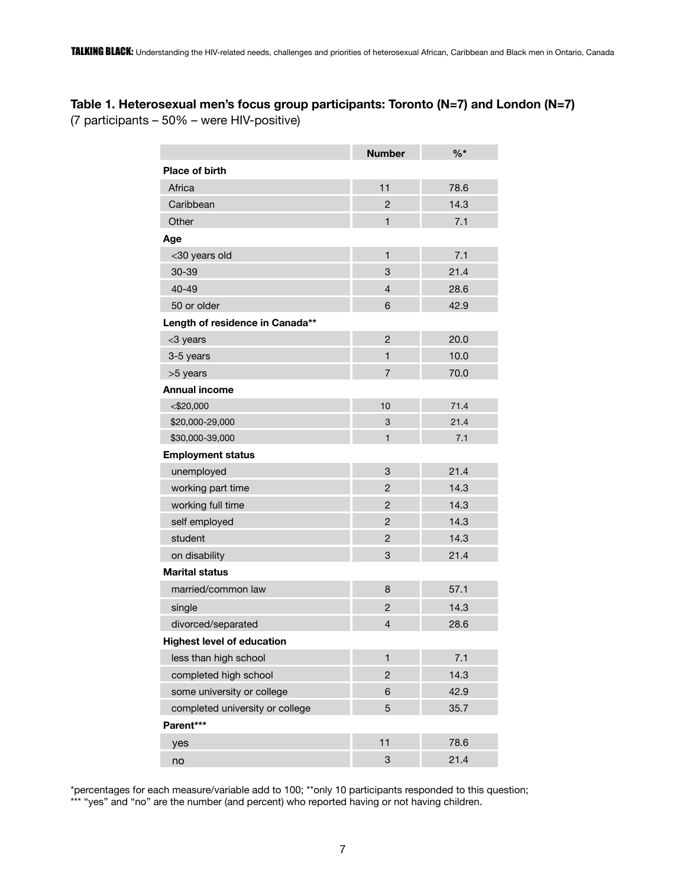**Table 1. Heterosexual men's focus group participants: Toronto (N=7) and London (N=7)**
(7 participants – 50% – were HIV-positive)

| | Number | %* |
|---|---|---|
| **Place of birth** | | |
| Africa | 11 | 78.6 |
| Caribbean | 2 | 14.3 |
| Other | 1 | 7.1 |
| **Age** | | |
| <30 years old | 1 | 7.1 |
| 30-39 | 3 | 21.4 |
| 40-49 | 4 | 28.6 |
| 50 or older | 6 | 42.9 |
| **Length of residence in Canada**** | | |
| <3 years | 2 | 20.0 |
| 3-5 years | 1 | 10.0 |
| >5 years | 7 | 70.0 |
| **Annual income** | | |
| <$20,000 | 10 | 71.4 |
| $20,000-29,000 | 3 | 21.4 |
| $30,000-39,000 | 1 | 7.1 |
| **Employment status** | | |
| unemployed | 3 | 21.4 |
| working part time | 2 | 14.3 |
| working full time | 2 | 14.3 |
| self employed | 2 | 14.3 |
| student | 2 | 14.3 |
| on disability | 3 | 21.4 |
| **Marital status** | | |
| married/common law | 8 | 57.1 |
| single | 2 | 14.3 |
| divorced/separated | 4 | 28.6 |
| **Highest level of education** | | |
| less than high school | 1 | 7.1 |
| completed high school | 2 | 14.3 |
| some university or college | 6 | 42.9 |
| completed university or college | 5 | 35.7 |
| **Parent***** | | |
| yes | 11 | 78.6 |
| no | 3 | 21.4 |

*percentages for each measure/variable add to 100; **only 10 participants responded to this question;
*** "yes" and "no" are the number (and percent) who reported having or not having children.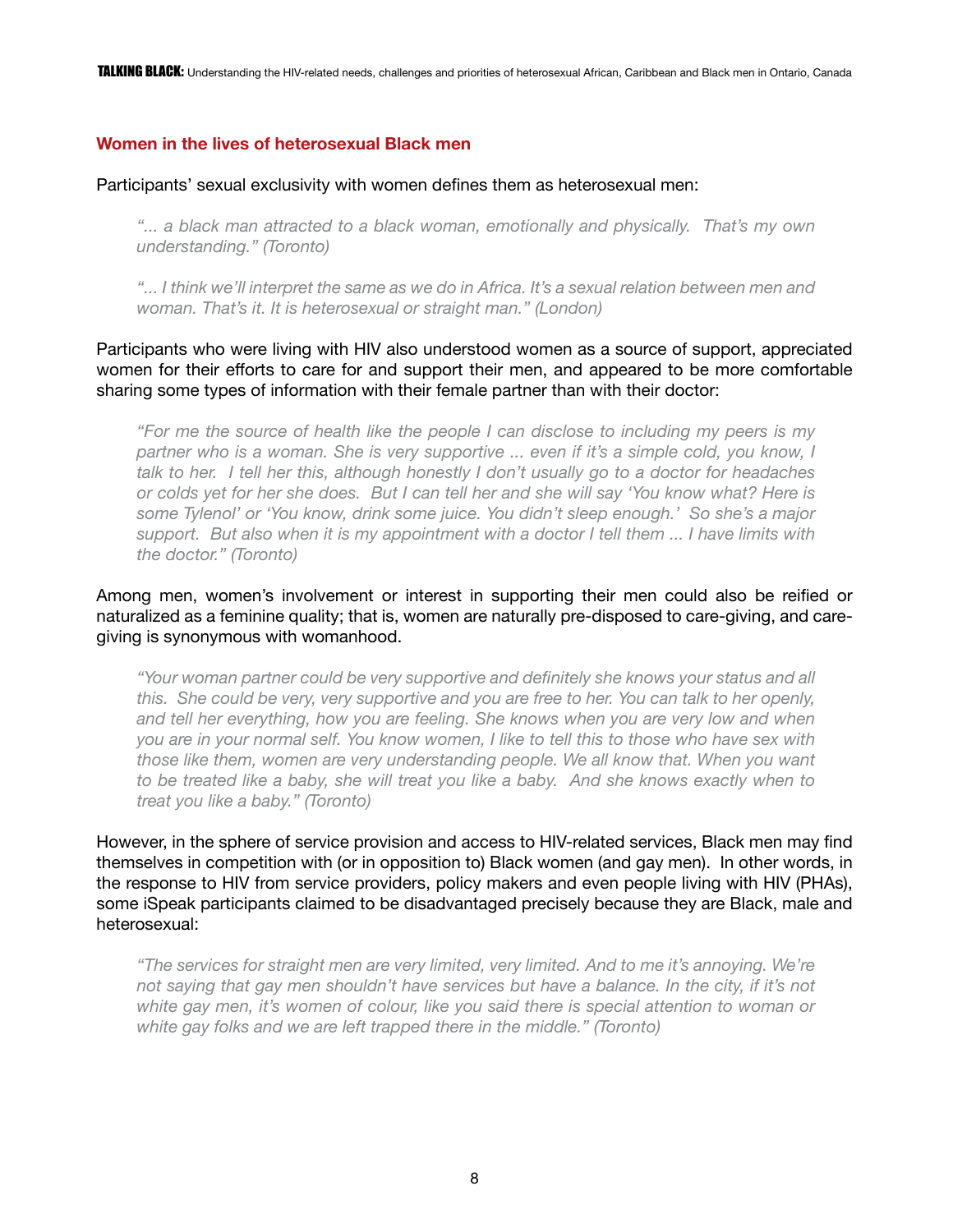## Women in the lives of heterosexual Black men

Participants' sexual exclusivity with women defines them as heterosexual men:

> *"... a black man attracted to a black woman, emotionally and physically. That's my own understanding." (Toronto)*

> *"... I think we'll interpret the same as we do in Africa. It's a sexual relation between men and woman. That's it. It is heterosexual or straight man." (London)*

Participants who were living with HIV also understood women as a source of support, appreciated women for their efforts to care for and support their men, and appeared to be more comfortable sharing some types of information with their female partner than with their doctor:

> *"For me the source of health like the people I can disclose to including my peers is my partner who is a woman. She is very supportive ... even if it's a simple cold, you know, I talk to her. I tell her this, although honestly I don't usually go to a doctor for headaches or colds yet for her she does. But I can tell her and she will say 'You know what? Here is some Tylenol' or 'You know, drink some juice. You didn't sleep enough.' So she's a major support. But also when it is my appointment with a doctor I tell them ... I have limits with the doctor." (Toronto)*

Among men, women's involvement or interest in supporting their men could also be reified or naturalized as a feminine quality; that is, women are naturally pre-disposed to care-giving, and care-giving is synonymous with womanhood.

> *"Your woman partner could be very supportive and definitely she knows your status and all this. She could be very, very supportive and you are free to her. You can talk to her openly, and tell her everything, how you are feeling. She knows when you are very low and when you are in your normal self. You know women, I like to tell this to those who have sex with those like them, women are very understanding people. We all know that. When you want to be treated like a baby, she will treat you like a baby. And she knows exactly when to treat you like a baby." (Toronto)*

However, in the sphere of service provision and access to HIV-related services, Black men may find themselves in competition with (or in opposition to) Black women (and gay men). In other words, in the response to HIV from service providers, policy makers and even people living with HIV (PHAs), some iSpeak participants claimed to be disadvantaged precisely because they are Black, male and heterosexual:

> *"The services for straight men are very limited, very limited. And to me it's annoying. We're not saying that gay men shouldn't have services but have a balance. In the city, if it's not white gay men, it's women of colour, like you said there is special attention to woman or white gay folks and we are left trapped there in the middle." (Toronto)*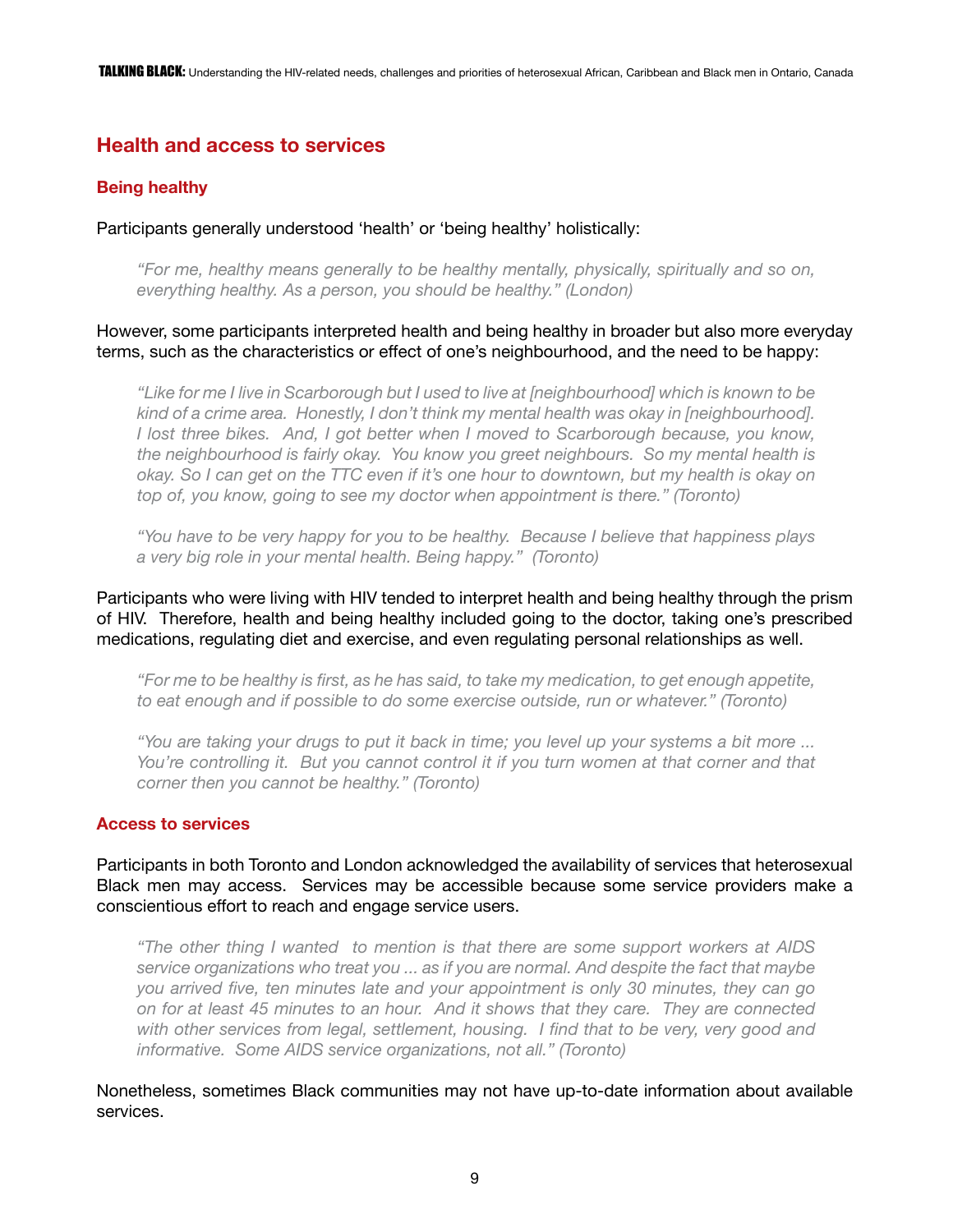## Health and access to services

### Being healthy

Participants generally understood 'health' or 'being healthy' holistically:

> *"For me, healthy means generally to be healthy mentally, physically, spiritually and so on, everything healthy. As a person, you should be healthy." (London)*

However, some participants interpreted health and being healthy in broader but also more everyday terms, such as the characteristics or effect of one's neighbourhood, and the need to be happy:

> *"Like for me I live in Scarborough but I used to live at [neighbourhood] which is known to be kind of a crime area. Honestly, I don't think my mental health was okay in [neighbourhood]. I lost three bikes. And, I got better when I moved to Scarborough because, you know, the neighbourhood is fairly okay. You know you greet neighbours. So my mental health is okay. So I can get on the TTC even if it's one hour to downtown, but my health is okay on top of, you know, going to see my doctor when appointment is there." (Toronto)*

> *"You have to be very happy for you to be healthy. Because I believe that happiness plays a very big role in your mental health. Being happy." (Toronto)*

Participants who were living with HIV tended to interpret health and being healthy through the prism of HIV. Therefore, health and being healthy included going to the doctor, taking one's prescribed medications, regulating diet and exercise, and even regulating personal relationships as well.

> *"For me to be healthy is first, as he has said, to take my medication, to get enough appetite, to eat enough and if possible to do some exercise outside, run or whatever." (Toronto)*

> *"You are taking your drugs to put it back in time; you level up your systems a bit more ... You're controlling it. But you cannot control it if you turn women at that corner and that corner then you cannot be healthy." (Toronto)*

### Access to services

Participants in both Toronto and London acknowledged the availability of services that heterosexual Black men may access. Services may be accessible because some service providers make a conscientious effort to reach and engage service users.

> *"The other thing I wanted to mention is that there are some support workers at AIDS service organizations who treat you ... as if you are normal. And despite the fact that maybe you arrived five, ten minutes late and your appointment is only 30 minutes, they can go on for at least 45 minutes to an hour. And it shows that they care. They are connected with other services from legal, settlement, housing. I find that to be very, very good and informative. Some AIDS service organizations, not all." (Toronto)*

Nonetheless, sometimes Black communities may not have up-to-date information about available services.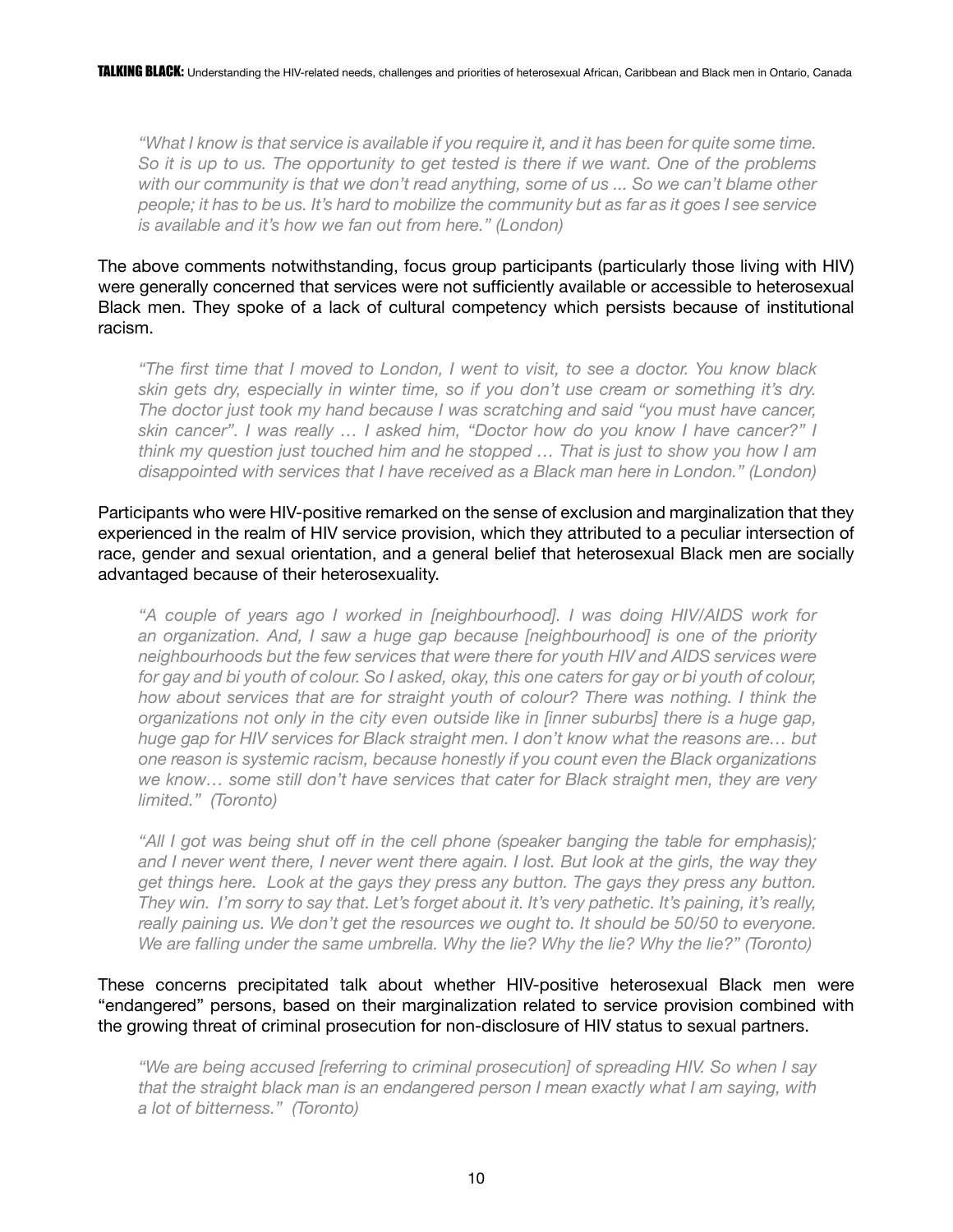*"What I know is that service is available if you require it, and it has been for quite some time. So it is up to us. The opportunity to get tested is there if we want. One of the problems with our community is that we don't read anything, some of us ... So we can't blame other people; it has to be us. It's hard to mobilize the community but as far as it goes I see service is available and it's how we fan out from here." (London)*

The above comments notwithstanding, focus group participants (particularly those living with HIV) were generally concerned that services were not sufficiently available or accessible to heterosexual Black men. They spoke of a lack of cultural competency which persists because of institutional racism.

*"The first time that I moved to London, I went to visit, to see a doctor. You know black skin gets dry, especially in winter time, so if you don't use cream or something it's dry. The doctor just took my hand because I was scratching and said "you must have cancer, skin cancer". I was really … I asked him, "Doctor how do you know I have cancer?" I think my question just touched him and he stopped … That is just to show you how I am disappointed with services that I have received as a Black man here in London." (London)*

Participants who were HIV-positive remarked on the sense of exclusion and marginalization that they experienced in the realm of HIV service provision, which they attributed to a peculiar intersection of race, gender and sexual orientation, and a general belief that heterosexual Black men are socially advantaged because of their heterosexuality.

*"A couple of years ago I worked in [neighbourhood]. I was doing HIV/AIDS work for an organization. And, I saw a huge gap because [neighbourhood] is one of the priority neighbourhoods but the few services that were there for youth HIV and AIDS services were for gay and bi youth of colour. So I asked, okay, this one caters for gay or bi youth of colour, how about services that are for straight youth of colour? There was nothing. I think the organizations not only in the city even outside like in [inner suburbs] there is a huge gap, huge gap for HIV services for Black straight men. I don't know what the reasons are… but one reason is systemic racism, because honestly if you count even the Black organizations we know… some still don't have services that cater for Black straight men, they are very limited." (Toronto)*

*"All I got was being shut off in the cell phone (speaker banging the table for emphasis); and I never went there, I never went there again. I lost. But look at the girls, the way they get things here. Look at the gays they press any button. The gays they press any button. They win. I'm sorry to say that. Let's forget about it. It's very pathetic. It's paining, it's really, really paining us. We don't get the resources we ought to. It should be 50/50 to everyone. We are falling under the same umbrella. Why the lie? Why the lie? Why the lie?" (Toronto)*

These concerns precipitated talk about whether HIV-positive heterosexual Black men were "endangered" persons, based on their marginalization related to service provision combined with the growing threat of criminal prosecution for non-disclosure of HIV status to sexual partners.

*"We are being accused [referring to criminal prosecution] of spreading HIV. So when I say that the straight black man is an endangered person I mean exactly what I am saying, with a lot of bitterness." (Toronto)*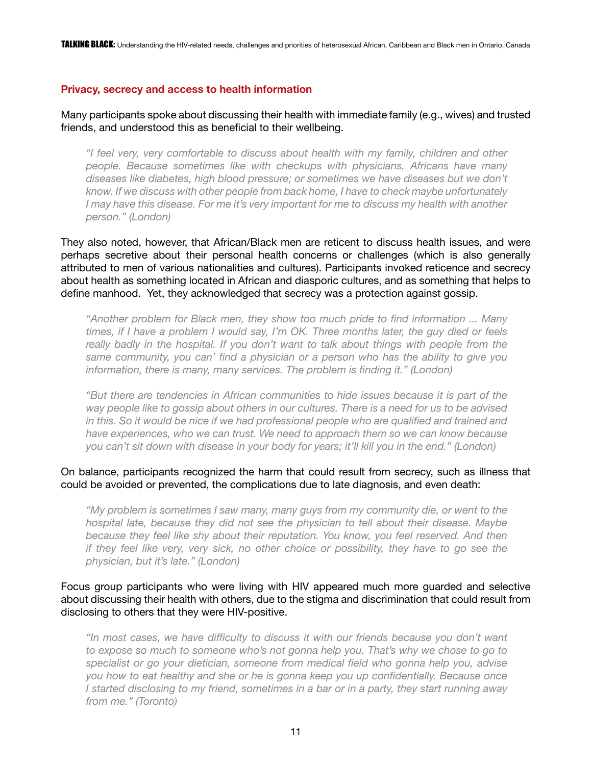### Privacy, secrecy and access to health information

Many participants spoke about discussing their health with immediate family (e.g., wives) and trusted friends, and understood this as beneficial to their wellbeing.

> *"I feel very, very comfortable to discuss about health with my family, children and other people. Because sometimes like with checkups with physicians, Africans have many diseases like diabetes, high blood pressure; or sometimes we have diseases but we don't know. If we discuss with other people from back home, I have to check maybe unfortunately I may have this disease. For me it's very important for me to discuss my health with another person." (London)*

They also noted, however, that African/Black men are reticent to discuss health issues, and were perhaps secretive about their personal health concerns or challenges (which is also generally attributed to men of various nationalities and cultures). Participants invoked reticence and secrecy about health as something located in African and diasporic cultures, and as something that helps to define manhood. Yet, they acknowledged that secrecy was a protection against gossip.

> *"Another problem for Black men, they show too much pride to find information ... Many times, if I have a problem I would say, I'm OK. Three months later, the guy died or feels really badly in the hospital. If you don't want to talk about things with people from the same community, you can' find a physician or a person who has the ability to give you information, there is many, many services. The problem is finding it." (London)*

> *"But there are tendencies in African communities to hide issues because it is part of the way people like to gossip about others in our cultures. There is a need for us to be advised in this. So it would be nice if we had professional people who are qualified and trained and have experiences, who we can trust. We need to approach them so we can know because you can't sit down with disease in your body for years; it'll kill you in the end." (London)*

On balance, participants recognized the harm that could result from secrecy, such as illness that could be avoided or prevented, the complications due to late diagnosis, and even death:

> *"My problem is sometimes I saw many, many guys from my community die, or went to the hospital late, because they did not see the physician to tell about their disease. Maybe because they feel like shy about their reputation. You know, you feel reserved. And then if they feel like very, very sick, no other choice or possibility, they have to go see the physician, but it's late." (London)*

Focus group participants who were living with HIV appeared much more guarded and selective about discussing their health with others, due to the stigma and discrimination that could result from disclosing to others that they were HIV-positive.

> *"In most cases, we have difficulty to discuss it with our friends because you don't want to expose so much to someone who's not gonna help you. That's why we chose to go to specialist or go your dietician, someone from medical field who gonna help you, advise you how to eat healthy and she or he is gonna keep you up confidentially. Because once I started disclosing to my friend, sometimes in a bar or in a party, they start running away from me." (Toronto)*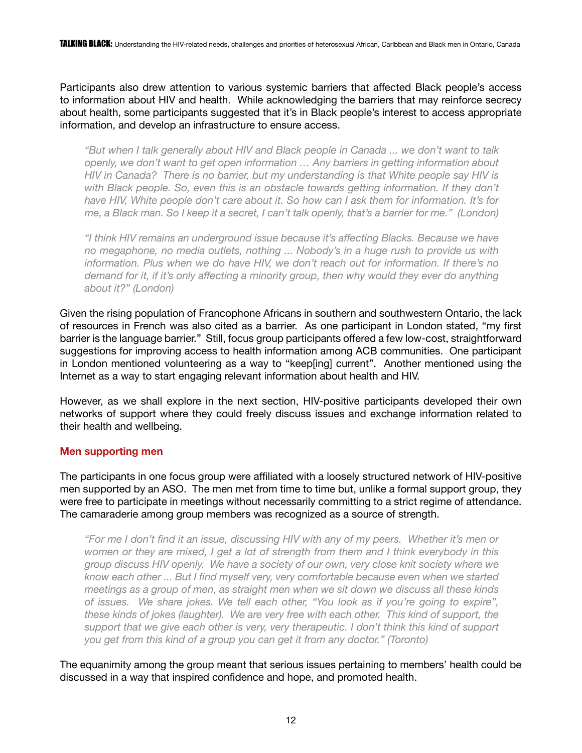Participants also drew attention to various systemic barriers that affected Black people's access to information about HIV and health. While acknowledging the barriers that may reinforce secrecy about health, some participants suggested that it's in Black people's interest to access appropriate information, and develop an infrastructure to ensure access.

> *"But when I talk generally about HIV and Black people in Canada ... we don't want to talk openly, we don't want to get open information … Any barriers in getting information about HIV in Canada? There is no barrier, but my understanding is that White people say HIV is with Black people. So, even this is an obstacle towards getting information. If they don't have HIV, White people don't care about it. So how can I ask them for information. It's for me, a Black man. So I keep it a secret, I can't talk openly, that's a barrier for me." (London)*

> *"I think HIV remains an underground issue because it's affecting Blacks. Because we have no megaphone, no media outlets, nothing ... Nobody's in a huge rush to provide us with information. Plus when we do have HIV, we don't reach out for information. If there's no demand for it, if it's only affecting a minority group, then why would they ever do anything about it?" (London)*

Given the rising population of Francophone Africans in southern and southwestern Ontario, the lack of resources in French was also cited as a barrier. As one participant in London stated, "my first barrier is the language barrier." Still, focus group participants offered a few low-cost, straightforward suggestions for improving access to health information among ACB communities. One participant in London mentioned volunteering as a way to "keep[ing] current". Another mentioned using the Internet as a way to start engaging relevant information about health and HIV.

However, as we shall explore in the next section, HIV-positive participants developed their own networks of support where they could freely discuss issues and exchange information related to their health and wellbeing.

### Men supporting men

The participants in one focus group were affiliated with a loosely structured network of HIV-positive men supported by an ASO. The men met from time to time but, unlike a formal support group, they were free to participate in meetings without necessarily committing to a strict regime of attendance. The camaraderie among group members was recognized as a source of strength.

> *"For me I don't find it an issue, discussing HIV with any of my peers. Whether it's men or women or they are mixed, I get a lot of strength from them and I think everybody in this group discuss HIV openly. We have a society of our own, very close knit society where we know each other ... But I find myself very, very comfortable because even when we started meetings as a group of men, as straight men when we sit down we discuss all these kinds of issues. We share jokes. We tell each other, "You look as if you're going to expire", these kinds of jokes (laughter). We are very free with each other. This kind of support, the support that we give each other is very, very therapeutic. I don't think this kind of support you get from this kind of a group you can get it from any doctor." (Toronto)*

The equanimity among the group meant that serious issues pertaining to members' health could be discussed in a way that inspired confidence and hope, and promoted health.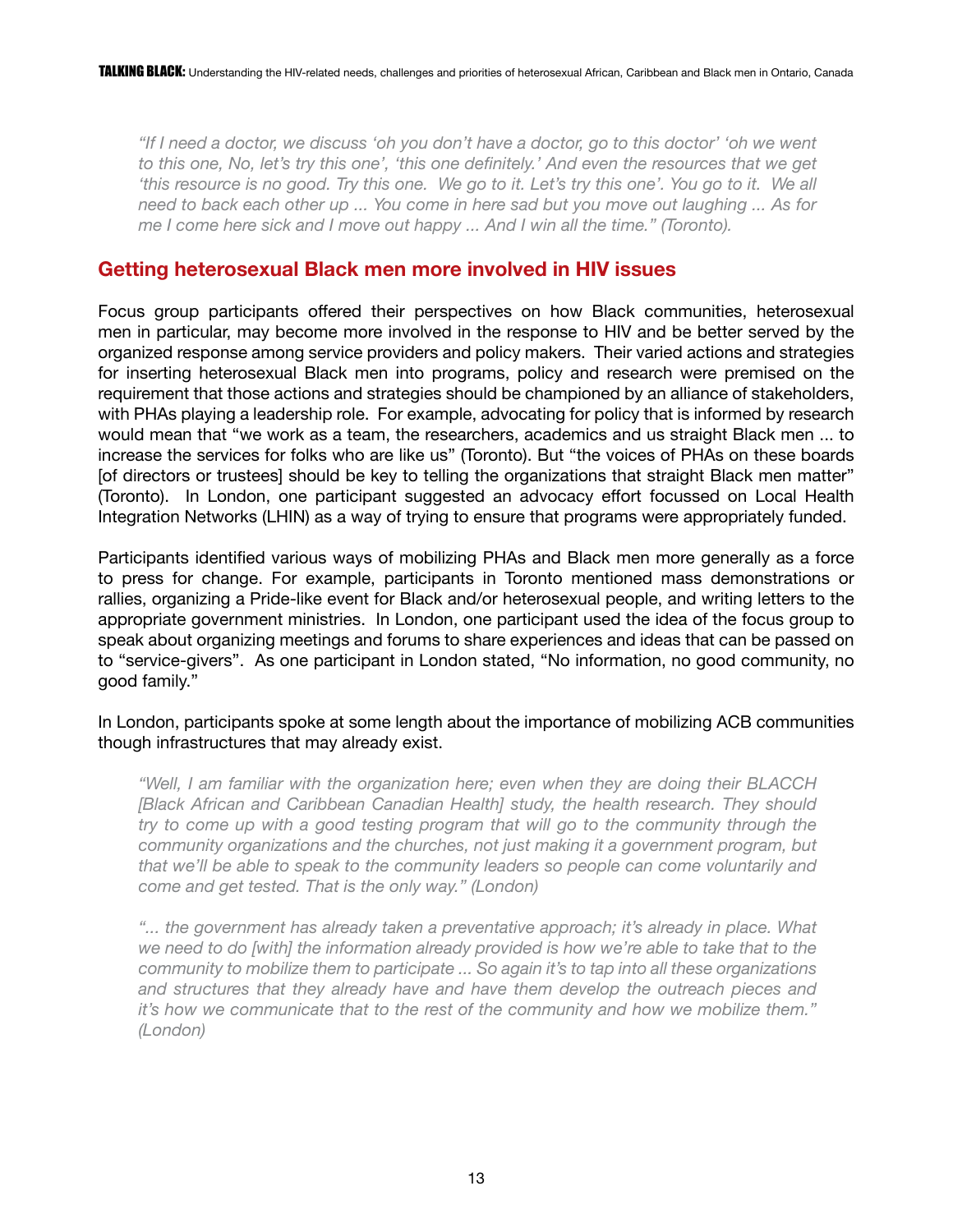*"If I need a doctor, we discuss 'oh you don't have a doctor, go to this doctor' 'oh we went to this one, No, let's try this one', 'this one definitely.' And even the resources that we get 'this resource is no good. Try this one. We go to it. Let's try this one'. You go to it. We all need to back each other up ... You come in here sad but you move out laughing ... As for me I come here sick and I move out happy ... And I win all the time." (Toronto).*

## Getting heterosexual Black men more involved in HIV issues

Focus group participants offered their perspectives on how Black communities, heterosexual men in particular, may become more involved in the response to HIV and be better served by the organized response among service providers and policy makers. Their varied actions and strategies for inserting heterosexual Black men into programs, policy and research were premised on the requirement that those actions and strategies should be championed by an alliance of stakeholders, with PHAs playing a leadership role. For example, advocating for policy that is informed by research would mean that "we work as a team, the researchers, academics and us straight Black men ... to increase the services for folks who are like us" (Toronto). But "the voices of PHAs on these boards [of directors or trustees] should be key to telling the organizations that straight Black men matter" (Toronto). In London, one participant suggested an advocacy effort focussed on Local Health Integration Networks (LHIN) as a way of trying to ensure that programs were appropriately funded.

Participants identified various ways of mobilizing PHAs and Black men more generally as a force to press for change. For example, participants in Toronto mentioned mass demonstrations or rallies, organizing a Pride-like event for Black and/or heterosexual people, and writing letters to the appropriate government ministries. In London, one participant used the idea of the focus group to speak about organizing meetings and forums to share experiences and ideas that can be passed on to "service-givers". As one participant in London stated, "No information, no good community, no good family."

In London, participants spoke at some length about the importance of mobilizing ACB communities though infrastructures that may already exist.

*"Well, I am familiar with the organization here; even when they are doing their BLACCH [Black African and Caribbean Canadian Health] study, the health research. They should try to come up with a good testing program that will go to the community through the community organizations and the churches, not just making it a government program, but that we'll be able to speak to the community leaders so people can come voluntarily and come and get tested. That is the only way." (London)*

*"... the government has already taken a preventative approach; it's already in place. What we need to do [with] the information already provided is how we're able to take that to the community to mobilize them to participate ... So again it's to tap into all these organizations and structures that they already have and have them develop the outreach pieces and it's how we communicate that to the rest of the community and how we mobilize them." (London)*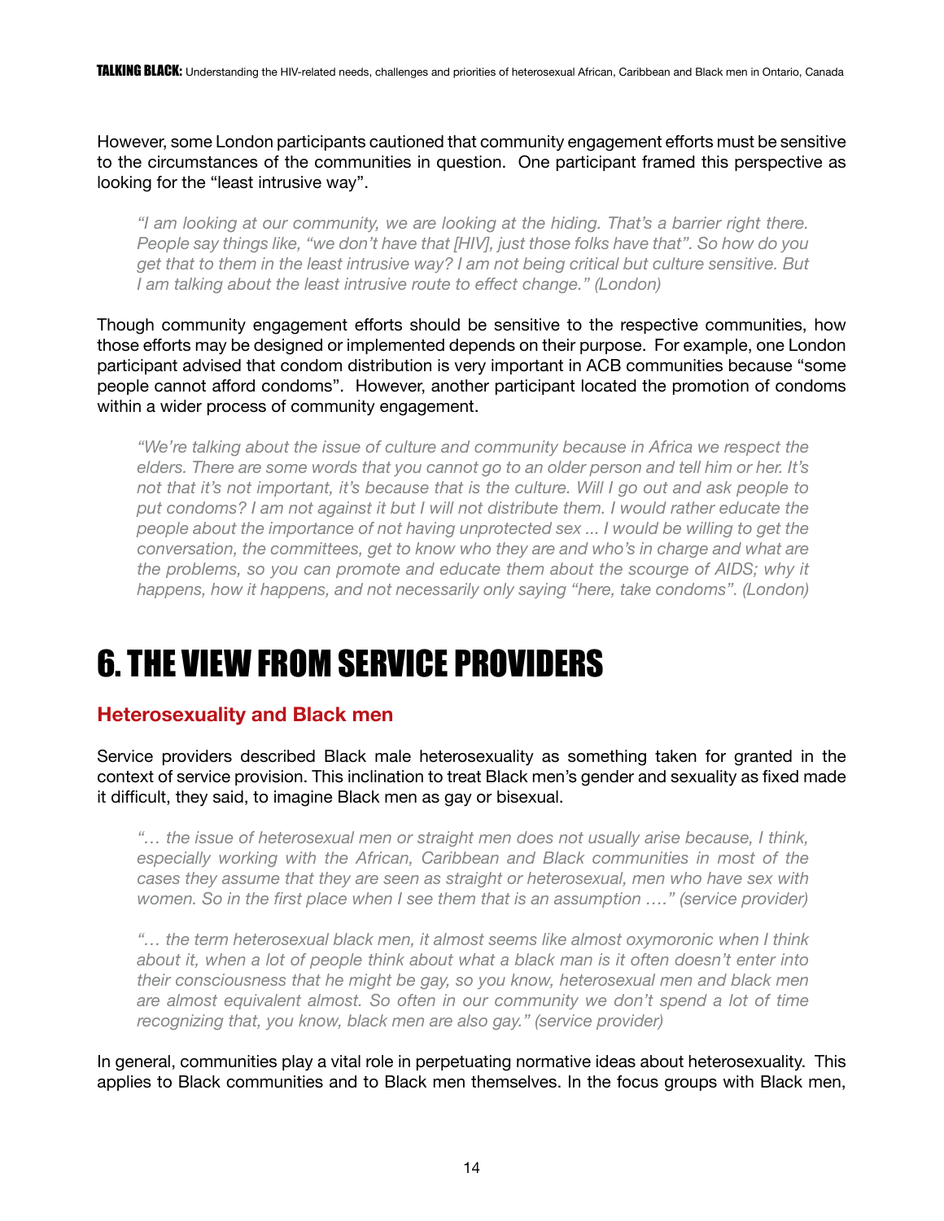However, some London participants cautioned that community engagement efforts must be sensitive to the circumstances of the communities in question. One participant framed this perspective as looking for the "least intrusive way".

> *"I am looking at our community, we are looking at the hiding. That's a barrier right there. People say things like, "we don't have that [HIV], just those folks have that". So how do you get that to them in the least intrusive way? I am not being critical but culture sensitive. But I am talking about the least intrusive route to effect change." (London)*

Though community engagement efforts should be sensitive to the respective communities, how those efforts may be designed or implemented depends on their purpose. For example, one London participant advised that condom distribution is very important in ACB communities because "some people cannot afford condoms". However, another participant located the promotion of condoms within a wider process of community engagement.

> *"We're talking about the issue of culture and community because in Africa we respect the elders. There are some words that you cannot go to an older person and tell him or her. It's not that it's not important, it's because that is the culture. Will I go out and ask people to put condoms? I am not against it but I will not distribute them. I would rather educate the people about the importance of not having unprotected sex ... I would be willing to get the conversation, the committees, get to know who they are and who's in charge and what are the problems, so you can promote and educate them about the scourge of AIDS; why it happens, how it happens, and not necessarily only saying "here, take condoms". (London)*

# 6. THE VIEW FROM SERVICE PROVIDERS

## Heterosexuality and Black men

Service providers described Black male heterosexuality as something taken for granted in the context of service provision. This inclination to treat Black men's gender and sexuality as fixed made it difficult, they said, to imagine Black men as gay or bisexual.

> *"… the issue of heterosexual men or straight men does not usually arise because, I think, especially working with the African, Caribbean and Black communities in most of the cases they assume that they are seen as straight or heterosexual, men who have sex with women. So in the first place when I see them that is an assumption …." (service provider)*

> *"… the term heterosexual black men, it almost seems like almost oxymoronic when I think about it, when a lot of people think about what a black man is it often doesn't enter into their consciousness that he might be gay, so you know, heterosexual men and black men are almost equivalent almost. So often in our community we don't spend a lot of time recognizing that, you know, black men are also gay." (service provider)*

In general, communities play a vital role in perpetuating normative ideas about heterosexuality. This applies to Black communities and to Black men themselves. In the focus groups with Black men,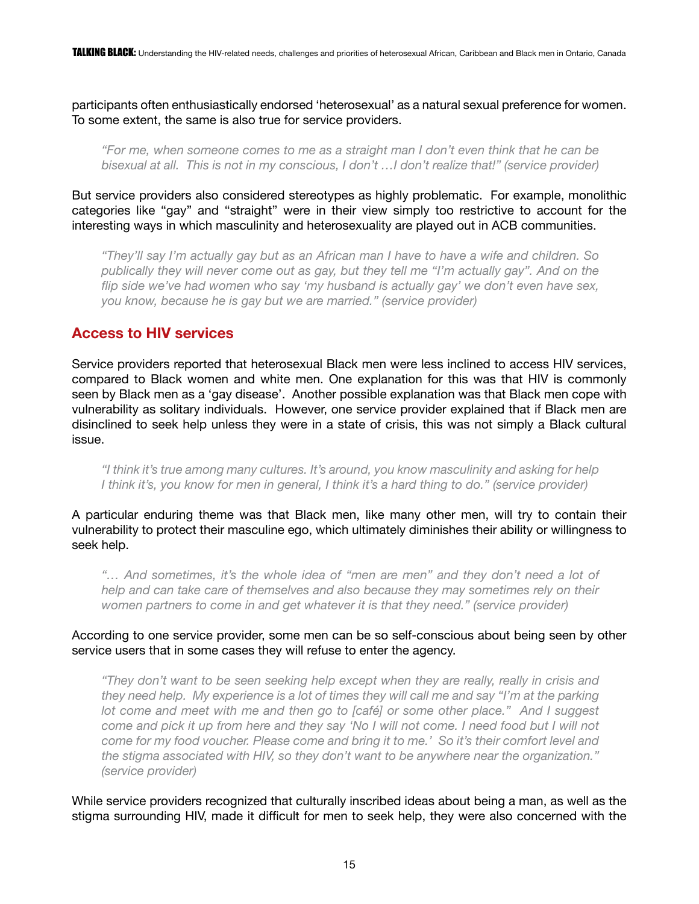participants often enthusiastically endorsed 'heterosexual' as a natural sexual preference for women. To some extent, the same is also true for service providers.

> *"For me, when someone comes to me as a straight man I don't even think that he can be bisexual at all. This is not in my conscious, I don't …I don't realize that!" (service provider)*

But service providers also considered stereotypes as highly problematic. For example, monolithic categories like "gay" and "straight" were in their view simply too restrictive to account for the interesting ways in which masculinity and heterosexuality are played out in ACB communities.

> *"They'll say I'm actually gay but as an African man I have to have a wife and children. So publically they will never come out as gay, but they tell me "I'm actually gay". And on the flip side we've had women who say 'my husband is actually gay' we don't even have sex, you know, because he is gay but we are married." (service provider)*

## Access to HIV services

Service providers reported that heterosexual Black men were less inclined to access HIV services, compared to Black women and white men. One explanation for this was that HIV is commonly seen by Black men as a 'gay disease'. Another possible explanation was that Black men cope with vulnerability as solitary individuals. However, one service provider explained that if Black men are disinclined to seek help unless they were in a state of crisis, this was not simply a Black cultural issue.

> *"I think it's true among many cultures. It's around, you know masculinity and asking for help I think it's, you know for men in general, I think it's a hard thing to do." (service provider)*

A particular enduring theme was that Black men, like many other men, will try to contain their vulnerability to protect their masculine ego, which ultimately diminishes their ability or willingness to seek help.

> *"… And sometimes, it's the whole idea of "men are men" and they don't need a lot of help and can take care of themselves and also because they may sometimes rely on their women partners to come in and get whatever it is that they need." (service provider)*

According to one service provider, some men can be so self-conscious about being seen by other service users that in some cases they will refuse to enter the agency.

> *"They don't want to be seen seeking help except when they are really, really in crisis and they need help. My experience is a lot of times they will call me and say "I'm at the parking lot come and meet with me and then go to [café] or some other place." And I suggest come and pick it up from here and they say 'No I will not come. I need food but I will not come for my food voucher. Please come and bring it to me.' So it's their comfort level and the stigma associated with HIV, so they don't want to be anywhere near the organization." (service provider)*

While service providers recognized that culturally inscribed ideas about being a man, as well as the stigma surrounding HIV, made it difficult for men to seek help, they were also concerned with the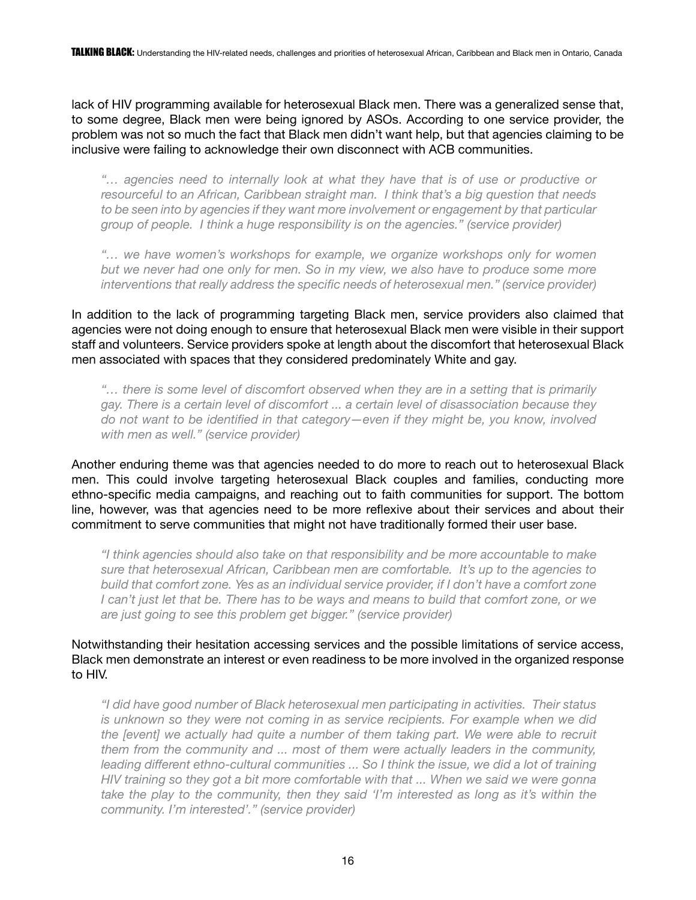lack of HIV programming available for heterosexual Black men. There was a generalized sense that, to some degree, Black men were being ignored by ASOs. According to one service provider, the problem was not so much the fact that Black men didn't want help, but that agencies claiming to be inclusive were failing to acknowledge their own disconnect with ACB communities.

> *"… agencies need to internally look at what they have that is of use or productive or resourceful to an African, Caribbean straight man. I think that's a big question that needs to be seen into by agencies if they want more involvement or engagement by that particular group of people. I think a huge responsibility is on the agencies." (service provider)*

> *"… we have women's workshops for example, we organize workshops only for women but we never had one only for men. So in my view, we also have to produce some more interventions that really address the specific needs of heterosexual men." (service provider)*

In addition to the lack of programming targeting Black men, service providers also claimed that agencies were not doing enough to ensure that heterosexual Black men were visible in their support staff and volunteers. Service providers spoke at length about the discomfort that heterosexual Black men associated with spaces that they considered predominately White and gay.

> *"… there is some level of discomfort observed when they are in a setting that is primarily gay. There is a certain level of discomfort ... a certain level of disassociation because they do not want to be identified in that category—even if they might be, you know, involved with men as well." (service provider)*

Another enduring theme was that agencies needed to do more to reach out to heterosexual Black men. This could involve targeting heterosexual Black couples and families, conducting more ethno-specific media campaigns, and reaching out to faith communities for support. The bottom line, however, was that agencies need to be more reflexive about their services and about their commitment to serve communities that might not have traditionally formed their user base.

> *"I think agencies should also take on that responsibility and be more accountable to make sure that heterosexual African, Caribbean men are comfortable. It's up to the agencies to build that comfort zone. Yes as an individual service provider, if I don't have a comfort zone I can't just let that be. There has to be ways and means to build that comfort zone, or we are just going to see this problem get bigger." (service provider)*

Notwithstanding their hesitation accessing services and the possible limitations of service access, Black men demonstrate an interest or even readiness to be more involved in the organized response to HIV.

> *"I did have good number of Black heterosexual men participating in activities. Their status is unknown so they were not coming in as service recipients. For example when we did the [event] we actually had quite a number of them taking part. We were able to recruit them from the community and ... most of them were actually leaders in the community, leading different ethno-cultural communities ... So I think the issue, we did a lot of training HIV training so they got a bit more comfortable with that ... When we said we were gonna take the play to the community, then they said 'I'm interested as long as it's within the community. I'm interested'." (service provider)*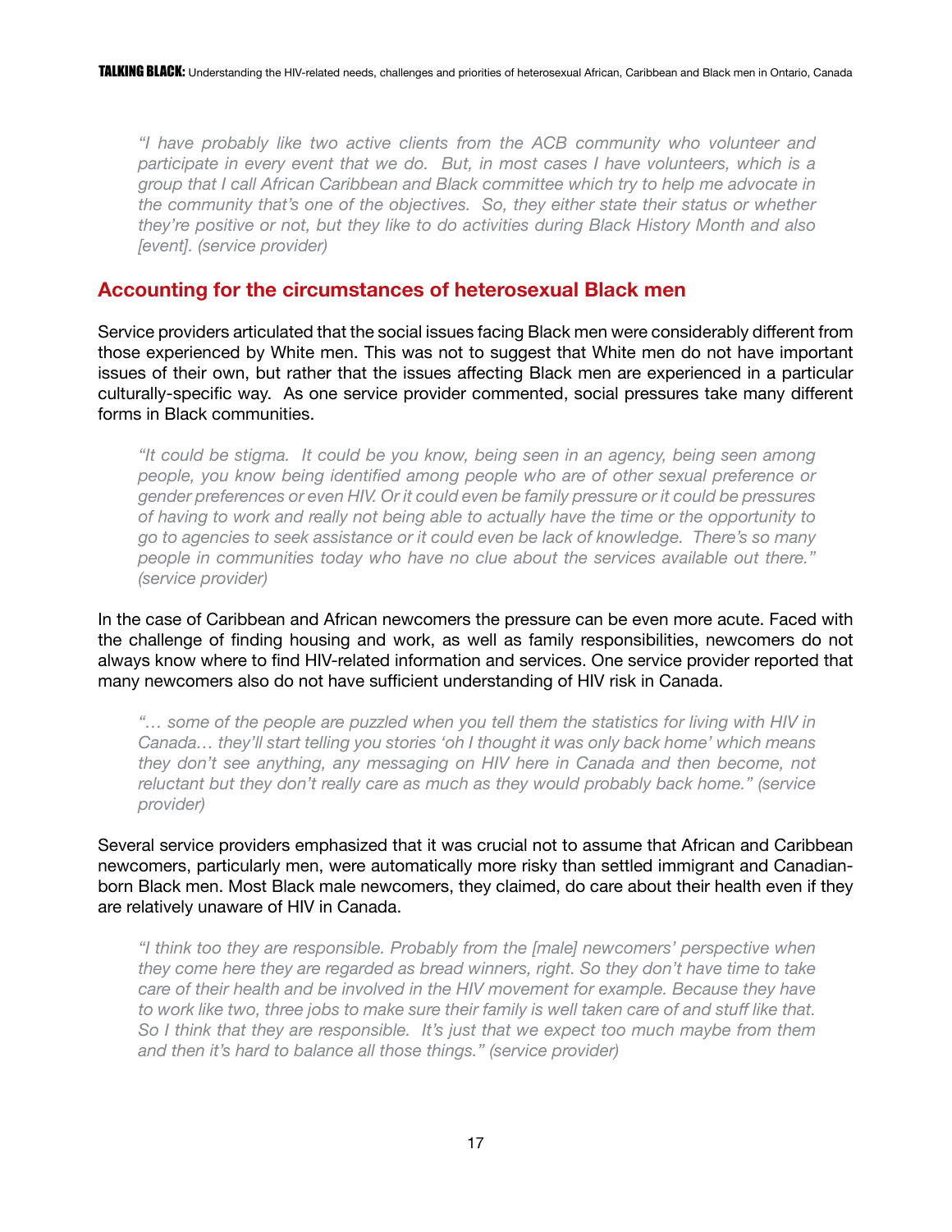*"I have probably like two active clients from the ACB community who volunteer and participate in every event that we do. But, in most cases I have volunteers, which is a group that I call African Caribbean and Black committee which try to help me advocate in the community that's one of the objectives. So, they either state their status or whether they're positive or not, but they like to do activities during Black History Month and also [event]. (service provider)*

## Accounting for the circumstances of heterosexual Black men

Service providers articulated that the social issues facing Black men were considerably different from those experienced by White men. This was not to suggest that White men do not have important issues of their own, but rather that the issues affecting Black men are experienced in a particular culturally-specific way. As one service provider commented, social pressures take many different forms in Black communities.

*"It could be stigma. It could be you know, being seen in an agency, being seen among people, you know being identified among people who are of other sexual preference or gender preferences or even HIV. Or it could even be family pressure or it could be pressures of having to work and really not being able to actually have the time or the opportunity to go to agencies to seek assistance or it could even be lack of knowledge. There's so many people in communities today who have no clue about the services available out there." (service provider)*

In the case of Caribbean and African newcomers the pressure can be even more acute. Faced with the challenge of finding housing and work, as well as family responsibilities, newcomers do not always know where to find HIV-related information and services. One service provider reported that many newcomers also do not have sufficient understanding of HIV risk in Canada.

*"… some of the people are puzzled when you tell them the statistics for living with HIV in Canada… they'll start telling you stories 'oh I thought it was only back home' which means they don't see anything, any messaging on HIV here in Canada and then become, not reluctant but they don't really care as much as they would probably back home." (service provider)*

Several service providers emphasized that it was crucial not to assume that African and Caribbean newcomers, particularly men, were automatically more risky than settled immigrant and Canadian-born Black men. Most Black male newcomers, they claimed, do care about their health even if they are relatively unaware of HIV in Canada.

*"I think too they are responsible. Probably from the [male] newcomers' perspective when they come here they are regarded as bread winners, right. So they don't have time to take care of their health and be involved in the HIV movement for example. Because they have to work like two, three jobs to make sure their family is well taken care of and stuff like that. So I think that they are responsible. It's just that we expect too much maybe from them and then it's hard to balance all those things." (service provider)*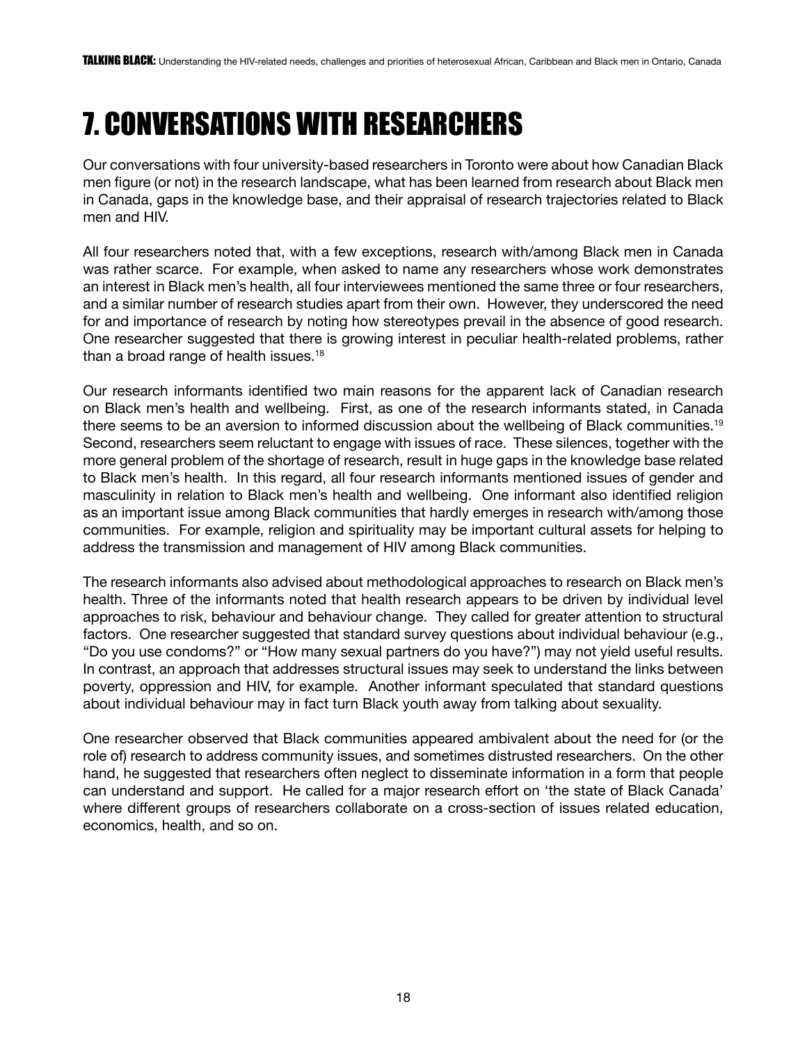# 7. CONVERSATIONS WITH RESEARCHERS

Our conversations with four university-based researchers in Toronto were about how Canadian Black men figure (or not) in the research landscape, what has been learned from research about Black men in Canada, gaps in the knowledge base, and their appraisal of research trajectories related to Black men and HIV.

All four researchers noted that, with a few exceptions, research with/among Black men in Canada was rather scarce. For example, when asked to name any researchers whose work demonstrates an interest in Black men's health, all four interviewees mentioned the same three or four researchers, and a similar number of research studies apart from their own. However, they underscored the need for and importance of research by noting how stereotypes prevail in the absence of good research. One researcher suggested that there is growing interest in peculiar health-related problems, rather than a broad range of health issues.[18]

Our research informants identified two main reasons for the apparent lack of Canadian research on Black men's health and wellbeing. First, as one of the research informants stated, in Canada there seems to be an aversion to informed discussion about the wellbeing of Black communities.[19] Second, researchers seem reluctant to engage with issues of race. These silences, together with the more general problem of the shortage of research, result in huge gaps in the knowledge base related to Black men's health. In this regard, all four research informants mentioned issues of gender and masculinity in relation to Black men's health and wellbeing. One informant also identified religion as an important issue among Black communities that hardly emerges in research with/among those communities. For example, religion and spirituality may be important cultural assets for helping to address the transmission and management of HIV among Black communities.

The research informants also advised about methodological approaches to research on Black men's health. Three of the informants noted that health research appears to be driven by individual level approaches to risk, behaviour and behaviour change. They called for greater attention to structural factors. One researcher suggested that standard survey questions about individual behaviour (e.g., "Do you use condoms?" or "How many sexual partners do you have?") may not yield useful results. In contrast, an approach that addresses structural issues may seek to understand the links between poverty, oppression and HIV, for example. Another informant speculated that standard questions about individual behaviour may in fact turn Black youth away from talking about sexuality.

One researcher observed that Black communities appeared ambivalent about the need for (or the role of) research to address community issues, and sometimes distrusted researchers. On the other hand, he suggested that researchers often neglect to disseminate information in a form that people can understand and support. He called for a major research effort on 'the state of Black Canada' where different groups of researchers collaborate on a cross-section of issues related education, economics, health, and so on.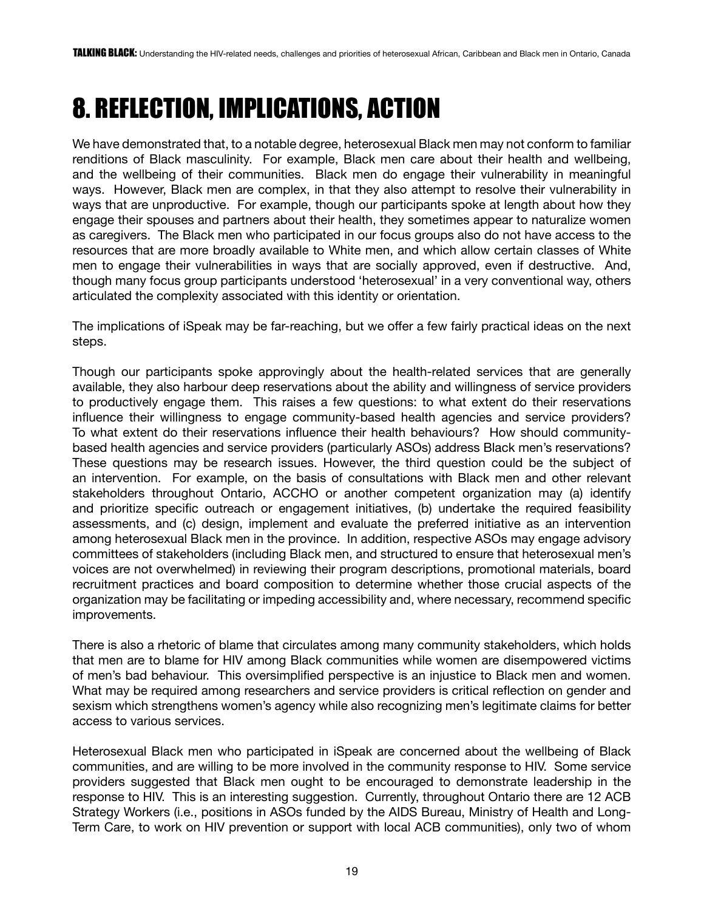# 8. REFLECTION, IMPLICATIONS, ACTION

We have demonstrated that, to a notable degree, heterosexual Black men may not conform to familiar renditions of Black masculinity. For example, Black men care about their health and wellbeing, and the wellbeing of their communities. Black men do engage their vulnerability in meaningful ways. However, Black men are complex, in that they also attempt to resolve their vulnerability in ways that are unproductive. For example, though our participants spoke at length about how they engage their spouses and partners about their health, they sometimes appear to naturalize women as caregivers. The Black men who participated in our focus groups also do not have access to the resources that are more broadly available to White men, and which allow certain classes of White men to engage their vulnerabilities in ways that are socially approved, even if destructive. And, though many focus group participants understood 'heterosexual' in a very conventional way, others articulated the complexity associated with this identity or orientation.

The implications of iSpeak may be far-reaching, but we offer a few fairly practical ideas on the next steps.

Though our participants spoke approvingly about the health-related services that are generally available, they also harbour deep reservations about the ability and willingness of service providers to productively engage them. This raises a few questions: to what extent do their reservations influence their willingness to engage community-based health agencies and service providers? To what extent do their reservations influence their health behaviours? How should community-based health agencies and service providers (particularly ASOs) address Black men's reservations? These questions may be research issues. However, the third question could be the subject of an intervention. For example, on the basis of consultations with Black men and other relevant stakeholders throughout Ontario, ACCHO or another competent organization may (a) identify and prioritize specific outreach or engagement initiatives, (b) undertake the required feasibility assessments, and (c) design, implement and evaluate the preferred initiative as an intervention among heterosexual Black men in the province. In addition, respective ASOs may engage advisory committees of stakeholders (including Black men, and structured to ensure that heterosexual men's voices are not overwhelmed) in reviewing their program descriptions, promotional materials, board recruitment practices and board composition to determine whether those crucial aspects of the organization may be facilitating or impeding accessibility and, where necessary, recommend specific improvements.

There is also a rhetoric of blame that circulates among many community stakeholders, which holds that men are to blame for HIV among Black communities while women are disempowered victims of men's bad behaviour. This oversimplified perspective is an injustice to Black men and women. What may be required among researchers and service providers is critical reflection on gender and sexism which strengthens women's agency while also recognizing men's legitimate claims for better access to various services.

Heterosexual Black men who participated in iSpeak are concerned about the wellbeing of Black communities, and are willing to be more involved in the community response to HIV. Some service providers suggested that Black men ought to be encouraged to demonstrate leadership in the response to HIV. This is an interesting suggestion. Currently, throughout Ontario there are 12 ACB Strategy Workers (i.e., positions in ASOs funded by the AIDS Bureau, Ministry of Health and Long-Term Care, to work on HIV prevention or support with local ACB communities), only two of whom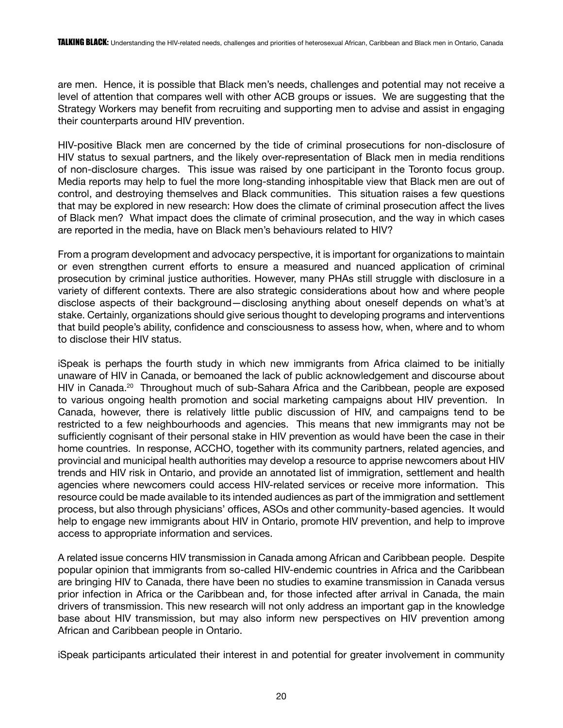are men. Hence, it is possible that Black men's needs, challenges and potential may not receive a level of attention that compares well with other ACB groups or issues. We are suggesting that the Strategy Workers may benefit from recruiting and supporting men to advise and assist in engaging their counterparts around HIV prevention.

HIV-positive Black men are concerned by the tide of criminal prosecutions for non-disclosure of HIV status to sexual partners, and the likely over-representation of Black men in media renditions of non-disclosure charges. This issue was raised by one participant in the Toronto focus group. Media reports may help to fuel the more long-standing inhospitable view that Black men are out of control, and destroying themselves and Black communities. This situation raises a few questions that may be explored in new research: How does the climate of criminal prosecution affect the lives of Black men? What impact does the climate of criminal prosecution, and the way in which cases are reported in the media, have on Black men's behaviours related to HIV?

From a program development and advocacy perspective, it is important for organizations to maintain or even strengthen current efforts to ensure a measured and nuanced application of criminal prosecution by criminal justice authorities. However, many PHAs still struggle with disclosure in a variety of different contexts. There are also strategic considerations about how and where people disclose aspects of their background—disclosing anything about oneself depends on what's at stake. Certainly, organizations should give serious thought to developing programs and interventions that build people's ability, confidence and consciousness to assess how, when, where and to whom to disclose their HIV status.

iSpeak is perhaps the fourth study in which new immigrants from Africa claimed to be initially unaware of HIV in Canada, or bemoaned the lack of public acknowledgement and discourse about HIV in Canada.[20] Throughout much of sub-Sahara Africa and the Caribbean, people are exposed to various ongoing health promotion and social marketing campaigns about HIV prevention. In Canada, however, there is relatively little public discussion of HIV, and campaigns tend to be restricted to a few neighbourhoods and agencies. This means that new immigrants may not be sufficiently cognisant of their personal stake in HIV prevention as would have been the case in their home countries. In response, ACCHO, together with its community partners, related agencies, and provincial and municipal health authorities may develop a resource to apprise newcomers about HIV trends and HIV risk in Ontario, and provide an annotated list of immigration, settlement and health agencies where newcomers could access HIV-related services or receive more information. This resource could be made available to its intended audiences as part of the immigration and settlement process, but also through physicians' offices, ASOs and other community-based agencies. It would help to engage new immigrants about HIV in Ontario, promote HIV prevention, and help to improve access to appropriate information and services.

A related issue concerns HIV transmission in Canada among African and Caribbean people. Despite popular opinion that immigrants from so-called HIV-endemic countries in Africa and the Caribbean are bringing HIV to Canada, there have been no studies to examine transmission in Canada versus prior infection in Africa or the Caribbean and, for those infected after arrival in Canada, the main drivers of transmission. This new research will not only address an important gap in the knowledge base about HIV transmission, but may also inform new perspectives on HIV prevention among African and Caribbean people in Ontario.

iSpeak participants articulated their interest in and potential for greater involvement in community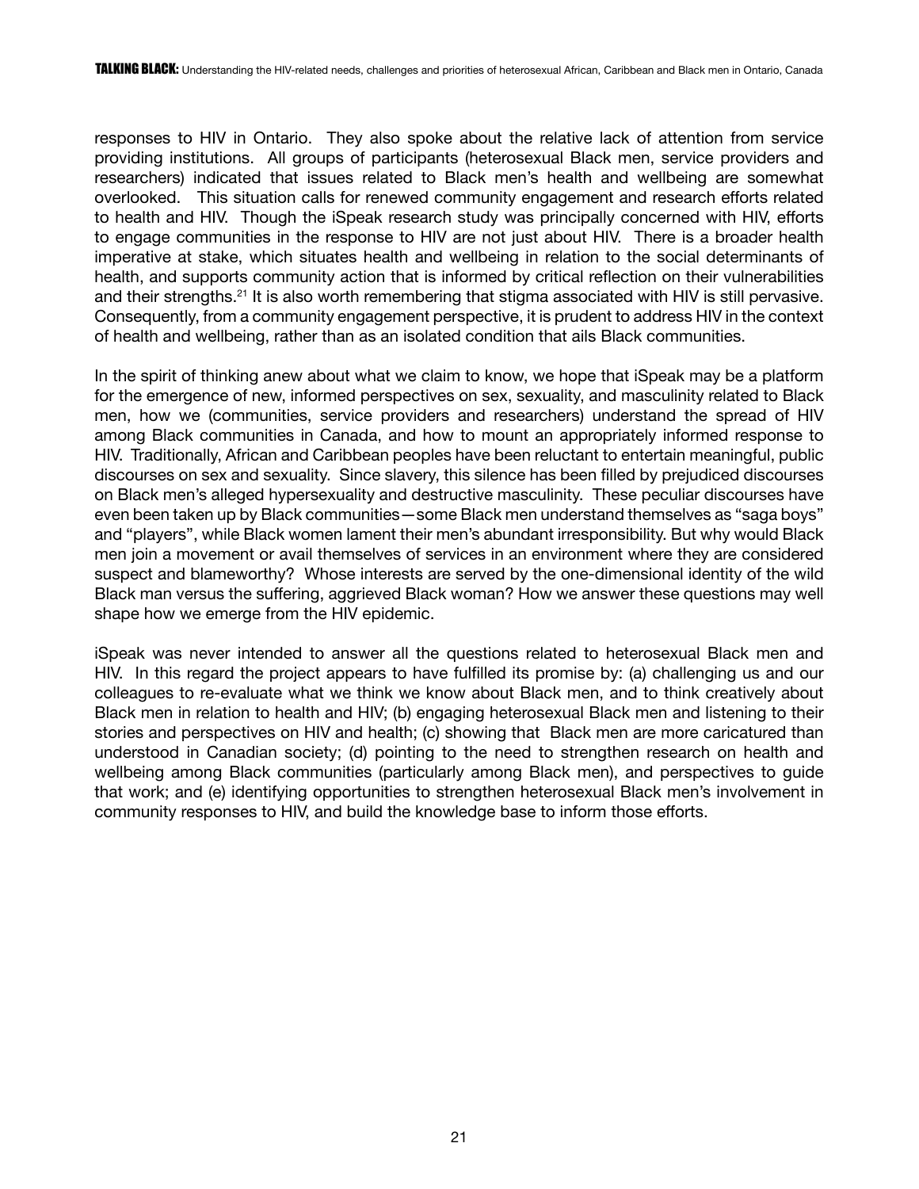responses to HIV in Ontario. They also spoke about the relative lack of attention from service providing institutions. All groups of participants (heterosexual Black men, service providers and researchers) indicated that issues related to Black men's health and wellbeing are somewhat overlooked. This situation calls for renewed community engagement and research efforts related to health and HIV. Though the iSpeak research study was principally concerned with HIV, efforts to engage communities in the response to HIV are not just about HIV. There is a broader health imperative at stake, which situates health and wellbeing in relation to the social determinants of health, and supports community action that is informed by critical reflection on their vulnerabilities and their strengths.[21] It is also worth remembering that stigma associated with HIV is still pervasive. Consequently, from a community engagement perspective, it is prudent to address HIV in the context of health and wellbeing, rather than as an isolated condition that ails Black communities.

In the spirit of thinking anew about what we claim to know, we hope that iSpeak may be a platform for the emergence of new, informed perspectives on sex, sexuality, and masculinity related to Black men, how we (communities, service providers and researchers) understand the spread of HIV among Black communities in Canada, and how to mount an appropriately informed response to HIV. Traditionally, African and Caribbean peoples have been reluctant to entertain meaningful, public discourses on sex and sexuality. Since slavery, this silence has been filled by prejudiced discourses on Black men's alleged hypersexuality and destructive masculinity. These peculiar discourses have even been taken up by Black communities—some Black men understand themselves as "saga boys" and "players", while Black women lament their men's abundant irresponsibility. But why would Black men join a movement or avail themselves of services in an environment where they are considered suspect and blameworthy? Whose interests are served by the one-dimensional identity of the wild Black man versus the suffering, aggrieved Black woman? How we answer these questions may well shape how we emerge from the HIV epidemic.

iSpeak was never intended to answer all the questions related to heterosexual Black men and HIV. In this regard the project appears to have fulfilled its promise by: (a) challenging us and our colleagues to re-evaluate what we think we know about Black men, and to think creatively about Black men in relation to health and HIV; (b) engaging heterosexual Black men and listening to their stories and perspectives on HIV and health; (c) showing that Black men are more caricatured than understood in Canadian society; (d) pointing to the need to strengthen research on health and wellbeing among Black communities (particularly among Black men), and perspectives to guide that work; and (e) identifying opportunities to strengthen heterosexual Black men's involvement in community responses to HIV, and build the knowledge base to inform those efforts.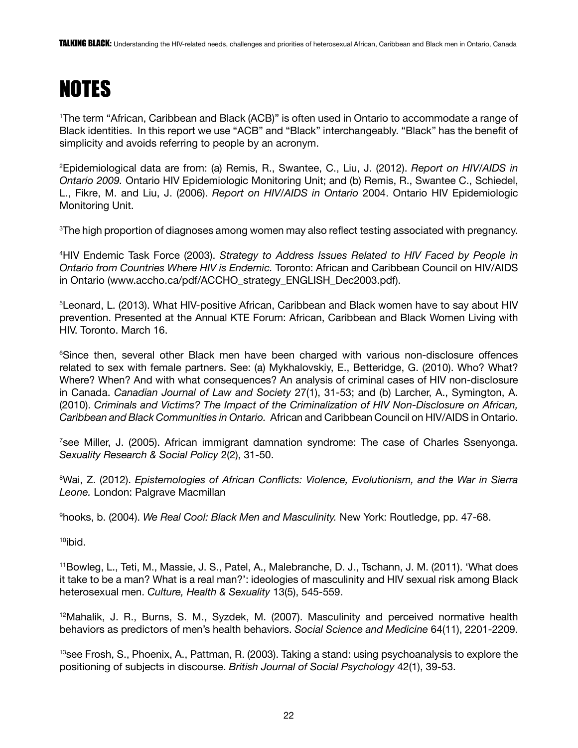# NOTES

[1]The term “African, Caribbean and Black (ACB)” is often used in Ontario to accommodate a range of Black identities. In this report we use “ACB” and “Black” interchangeably. “Black” has the benefit of simplicity and avoids referring to people by an acronym.

[2]Epidemiological data are from: (a) Remis, R., Swantee, C., Liu, J. (2012). *Report on HIV/AIDS in Ontario 2009.* Ontario HIV Epidemiologic Monitoring Unit; and (b) Remis, R., Swantee C., Schiedel, L., Fikre, M. and Liu, J. (2006). *Report on HIV/AIDS in Ontario* 2004. Ontario HIV Epidemiologic Monitoring Unit.

[3]The high proportion of diagnoses among women may also reflect testing associated with pregnancy.

[4]HIV Endemic Task Force (2003). *Strategy to Address Issues Related to HIV Faced by People in Ontario from Countries Where HIV is Endemic.* Toronto: African and Caribbean Council on HIV/AIDS in Ontario (www.accho.ca/pdf/ACCHO_strategy_ENGLISH_Dec2003.pdf).

[5]Leonard, L. (2013). What HIV-positive African, Caribbean and Black women have to say about HIV prevention. Presented at the Annual KTE Forum: African, Caribbean and Black Women Living with HIV. Toronto. March 16.

[6]Since then, several other Black men have been charged with various non-disclosure offences related to sex with female partners. See: (a) Mykhalovskiy, E., Betteridge, G. (2010). Who? What? Where? When? And with what consequences? An analysis of criminal cases of HIV non-disclosure in Canada. *Canadian Journal of Law and Society* 27(1), 31-53; and (b) Larcher, A., Symington, A. (2010). *Criminals and Victims? The Impact of the Criminalization of HIV Non-Disclosure on African, Caribbean and Black Communities in Ontario.* African and Caribbean Council on HIV/AIDS in Ontario.

[7]see Miller, J. (2005). African immigrant damnation syndrome: The case of Charles Ssenyonga. *Sexuality Research & Social Policy* 2(2), 31-50.

[8]Wai, Z. (2012). *Epistemologies of African Conflicts: Violence, Evolutionism, and the War in Sierra Leone.* London: Palgrave Macmillan

[9]hooks, b. (2004). *We Real Cool: Black Men and Masculinity.* New York: Routledge, pp. 47-68.

[10]ibid.

[11]Bowleg, L., Teti, M., Massie, J. S., Patel, A., Malebranche, D. J., Tschann, J. M. (2011). ‘What does it take to be a man? What is a real man?’: ideologies of masculinity and HIV sexual risk among Black heterosexual men. *Culture, Health & Sexuality* 13(5), 545-559.

[12]Mahalik, J. R., Burns, S. M., Syzdek, M. (2007). Masculinity and perceived normative health behaviors as predictors of men’s health behaviors. *Social Science and Medicine* 64(11), 2201-2209.

[13]see Frosh, S., Phoenix, A., Pattman, R. (2003). Taking a stand: using psychoanalysis to explore the positioning of subjects in discourse. *British Journal of Social Psychology* 42(1), 39-53.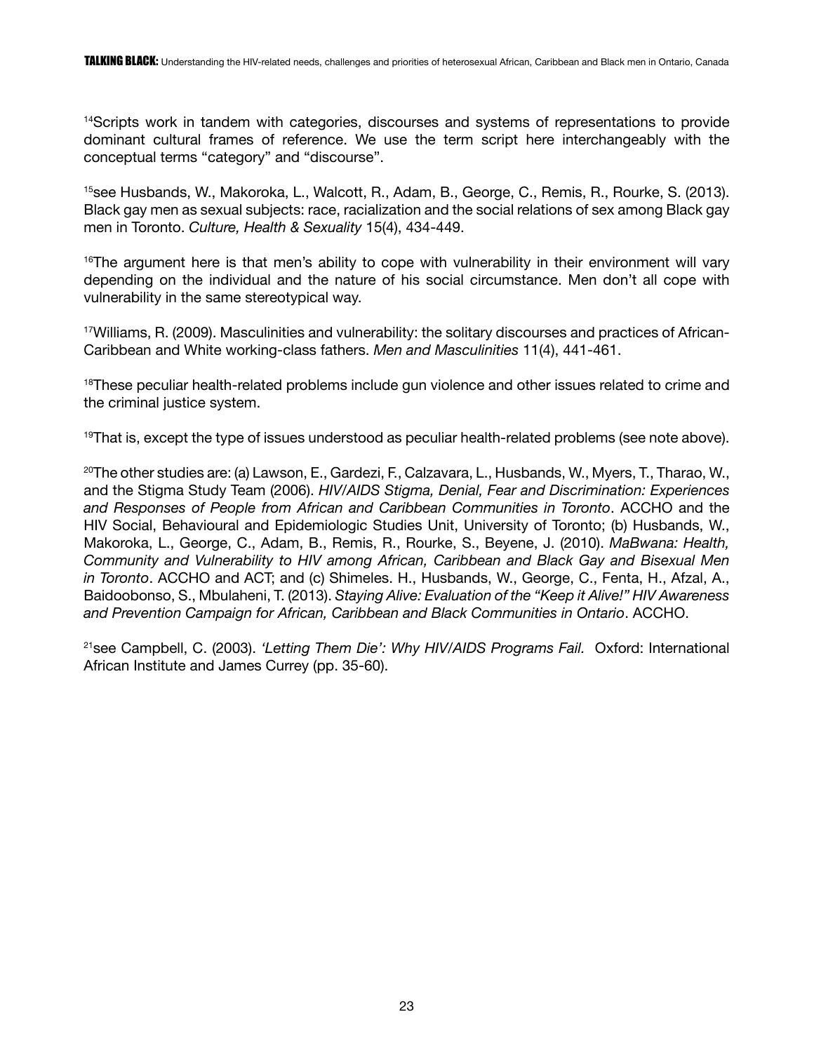[14]Scripts work in tandem with categories, discourses and systems of representations to provide dominant cultural frames of reference. We use the term script here interchangeably with the conceptual terms "category" and "discourse".

[15]see Husbands, W., Makoroka, L., Walcott, R., Adam, B., George, C., Remis, R., Rourke, S. (2013). Black gay men as sexual subjects: race, racialization and the social relations of sex among Black gay men in Toronto. *Culture, Health & Sexuality* 15(4), 434-449.

[16]The argument here is that men's ability to cope with vulnerability in their environment will vary depending on the individual and the nature of his social circumstance. Men don't all cope with vulnerability in the same stereotypical way.

[17]Williams, R. (2009). Masculinities and vulnerability: the solitary discourses and practices of African-Caribbean and White working-class fathers. *Men and Masculinities* 11(4), 441-461.

[18]These peculiar health-related problems include gun violence and other issues related to crime and the criminal justice system.

[19]That is, except the type of issues understood as peculiar health-related problems (see note above).

[20]The other studies are: (a) Lawson, E., Gardezi, F., Calzavara, L., Husbands, W., Myers, T., Tharao, W., and the Stigma Study Team (2006). *HIV/AIDS Stigma, Denial, Fear and Discrimination: Experiences and Responses of People from African and Caribbean Communities in Toronto*. ACCHO and the HIV Social, Behavioural and Epidemiologic Studies Unit, University of Toronto; (b) Husbands, W., Makoroka, L., George, C., Adam, B., Remis, R., Rourke, S., Beyene, J. (2010). *MaBwana: Health, Community and Vulnerability to HIV among African, Caribbean and Black Gay and Bisexual Men in Toronto*. ACCHO and ACT; and (c) Shimeles. H., Husbands, W., George, C., Fenta, H., Afzal, A., Baidoobonso, S., Mbulaheni, T. (2013). *Staying Alive: Evaluation of the "Keep it Alive!" HIV Awareness and Prevention Campaign for African, Caribbean and Black Communities in Ontario*. ACCHO.

[21]see Campbell, C. (2003). *'Letting Them Die': Why HIV/AIDS Programs Fail.* Oxford: International African Institute and James Currey (pp. 35-60).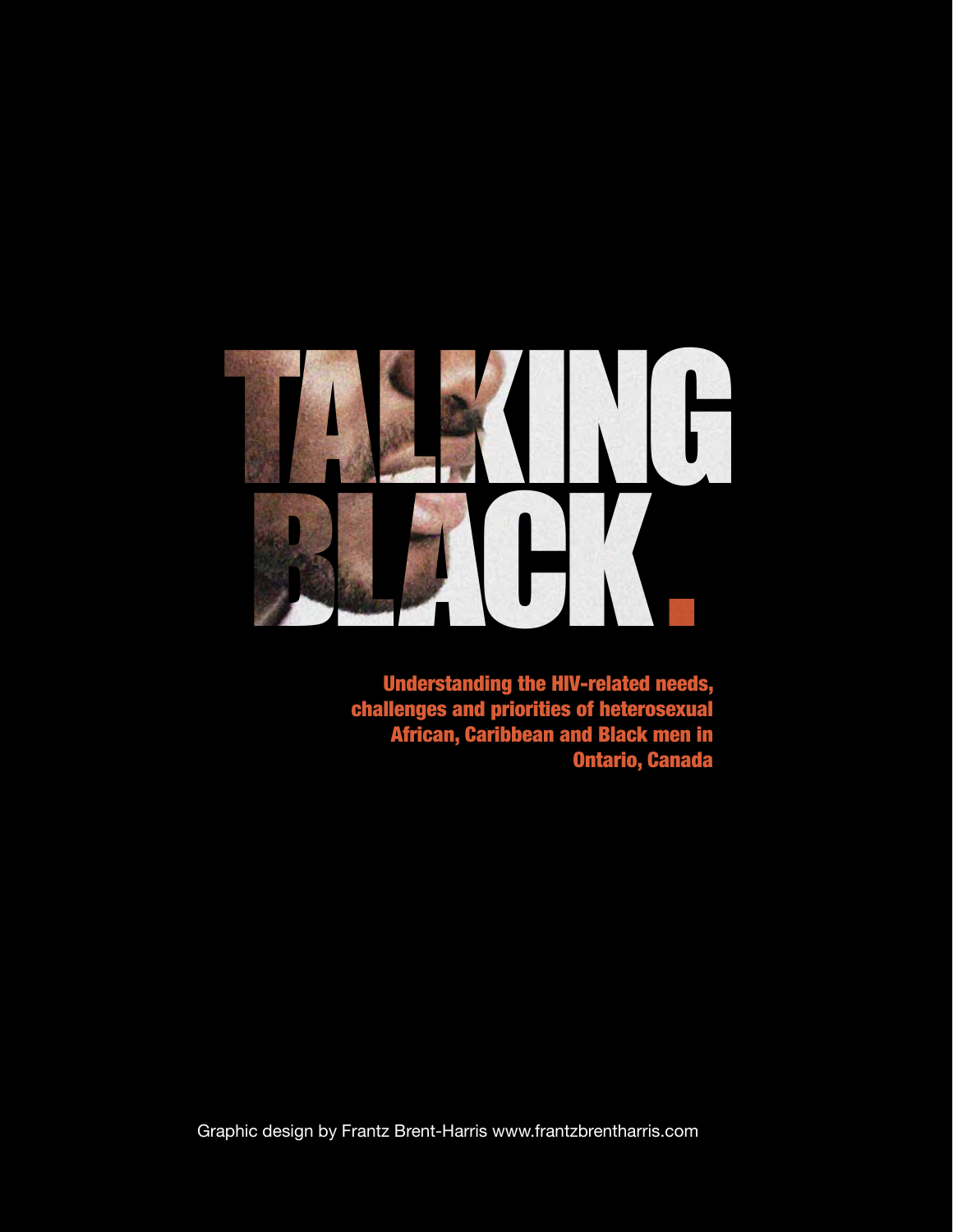# TALKING BLACK.

**Understanding the HIV-related needs, challenges and priorities of heterosexual African, Caribbean and Black men in Ontario, Canada**

Graphic design by Frantz Brent-Harris www.frantzbrentharris.com